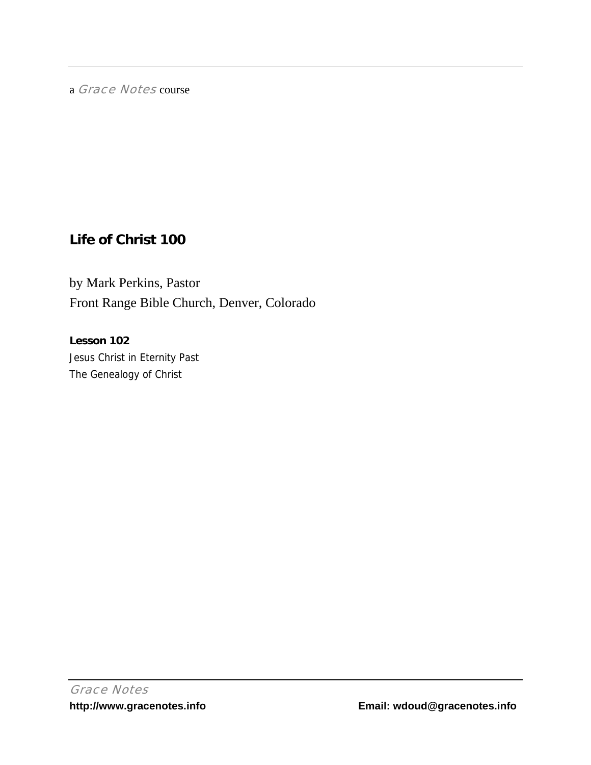a *Grace Notes* course

## Life of Christ 100

by Mark Perkins, Pastor

Front Range Bible Church, Denver, Colorado

**Lesson 102**

Jesus Christ in Eternity Past

The Genealogy of Christ

*Grace Notes*

**http://www.gracenotes.info** **Email: wdoud@gracenotes.info**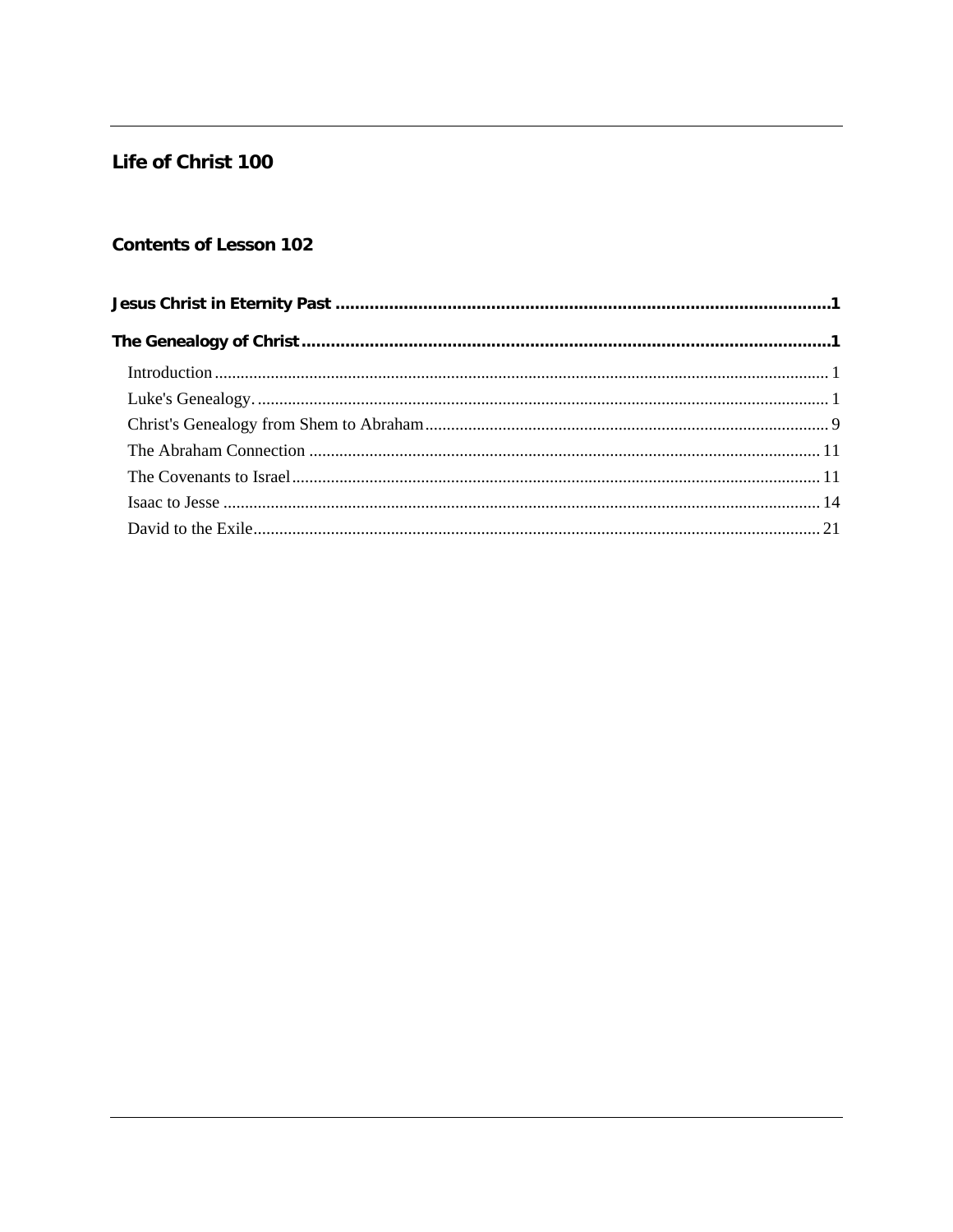# Life of Christ 100

## Contents of Lesson 102

**Jesus Christ in Eternity Past ........................................................................................................1**

**The Genealogy of Christ ................................................................................................................1**

- Introduction ........................................................................................................................... 1
- Luke's Genealogy. .................................................................................................................. 1
- Christ's Genealogy from Shem to Abraham ........................................................................... 9
- The Abraham Connection ...................................................................................................... 11
- The Covenants to Israel ......................................................................................................... 11
- Isaac to Jesse ......................................................................................................................... 14
- David to the Exile .................................................................................................................. 21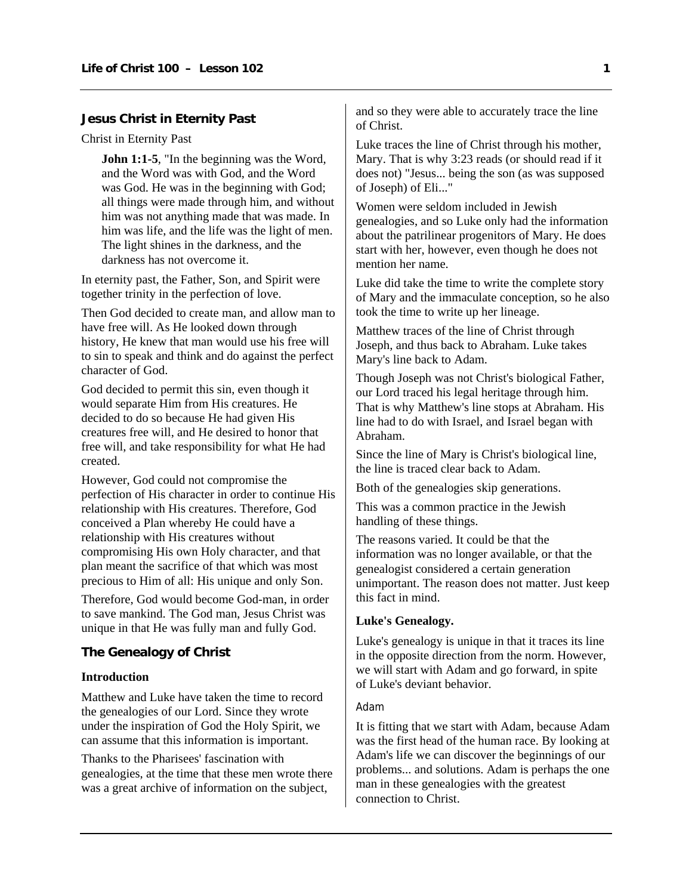## Jesus Christ in Eternity Past

Christ in Eternity Past

> **John 1:1-5**, "In the beginning was the Word, and the Word was with God, and the Word was God. He was in the beginning with God; all things were made through him, and without him was not anything made that was made. In him was life, and the life was the light of men. The light shines in the darkness, and the darkness has not overcome it.

In eternity past, the Father, Son, and Spirit were together trinity in the perfection of love.

Then God decided to create man, and allow man to have free will. As He looked down through history, He knew that man would use his free will to sin to speak and think and do against the perfect character of God.

God decided to permit this sin, even though it would separate Him from His creatures. He decided to do so because He had given His creatures free will, and He desired to honor that free will, and take responsibility for what He had created.

However, God could not compromise the perfection of His character in order to continue His relationship with His creatures. Therefore, God conceived a Plan whereby He could have a relationship with His creatures without compromising His own Holy character, and that plan meant the sacrifice of that which was most precious to Him of all: His unique and only Son.

Therefore, God would become God-man, in order to save mankind. The God man, Jesus Christ was unique in that He was fully man and fully God.

## The Genealogy of Christ

### Introduction

Matthew and Luke have taken the time to record the genealogies of our Lord. Since they wrote under the inspiration of God the Holy Spirit, we can assume that this information is important.

Thanks to the Pharisees' fascination with genealogies, at the time that these men wrote there was a great archive of information on the subject, and so they were able to accurately trace the line of Christ.

Luke traces the line of Christ through his mother, Mary. That is why 3:23 reads (or should read if it does not) "Jesus... being the son (as was supposed of Joseph) of Eli..."

Women were seldom included in Jewish genealogies, and so Luke only had the information about the patrilinear progenitors of Mary. He does start with her, however, even though he does not mention her name.

Luke did take the time to write the complete story of Mary and the immaculate conception, so he also took the time to write up her lineage.

Matthew traces of the line of Christ through Joseph, and thus back to Abraham. Luke takes Mary's line back to Adam.

Though Joseph was not Christ's biological Father, our Lord traced his legal heritage through him. That is why Matthew's line stops at Abraham. His line had to do with Israel, and Israel began with Abraham.

Since the line of Mary is Christ's biological line, the line is traced clear back to Adam.

Both of the genealogies skip generations.

This was a common practice in the Jewish handling of these things.

The reasons varied. It could be that the information was no longer available, or that the genealogist considered a certain generation unimportant. The reason does not matter. Just keep this fact in mind.

### Luke's Genealogy.

Luke's genealogy is unique in that it traces its line in the opposite direction from the norm. However, we will start with Adam and go forward, in spite of Luke's deviant behavior.

#### Adam

It is fitting that we start with Adam, because Adam was the first head of the human race. By looking at Adam's life we can discover the beginnings of our problems... and solutions. Adam is perhaps the one man in these genealogies with the greatest connection to Christ.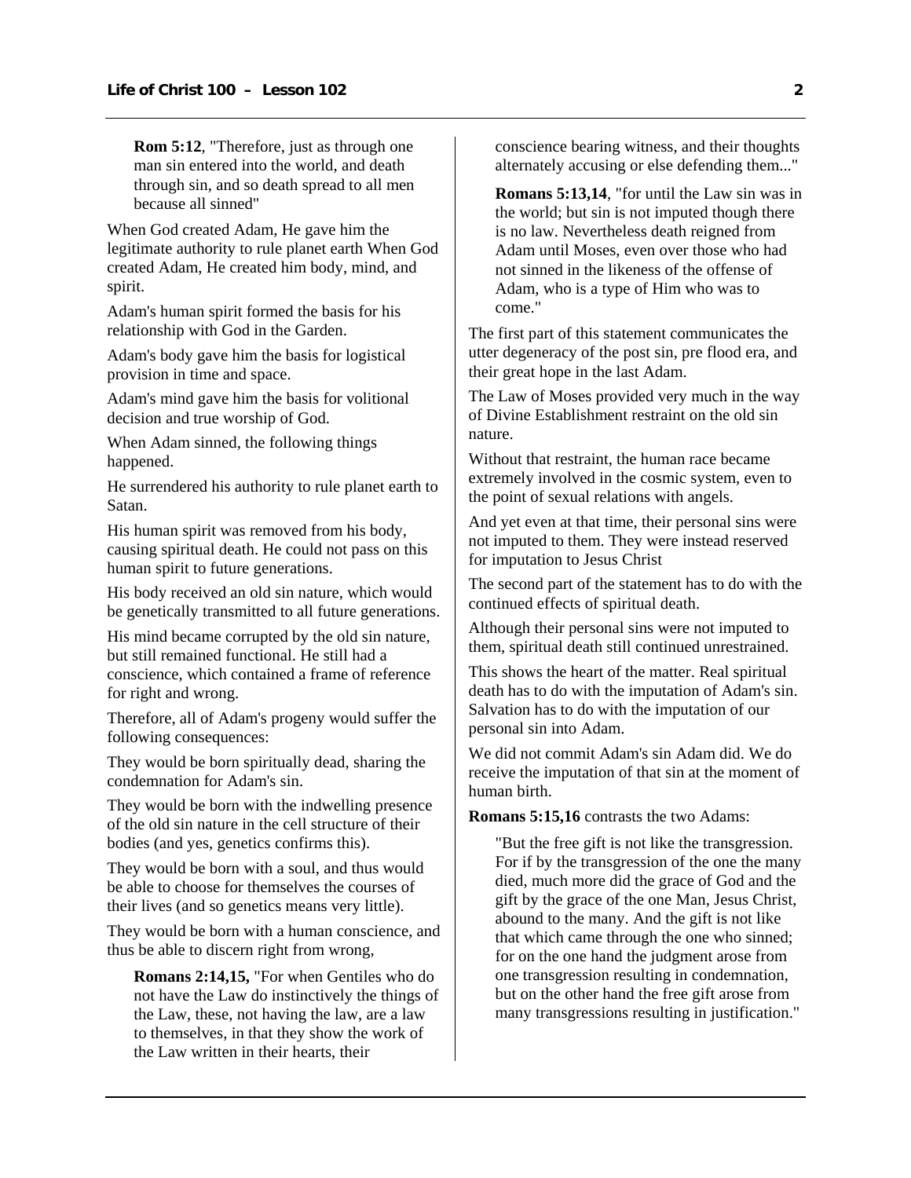> **Rom 5:12**, "Therefore, just as through one man sin entered into the world, and death through sin, and so death spread to all men because all sinned"

When God created Adam, He gave him the legitimate authority to rule planet earth When God created Adam, He created him body, mind, and spirit.

Adam's human spirit formed the basis for his relationship with God in the Garden.

Adam's body gave him the basis for logistical provision in time and space.

Adam's mind gave him the basis for volitional decision and true worship of God.

When Adam sinned, the following things happened.

He surrendered his authority to rule planet earth to Satan.

His human spirit was removed from his body, causing spiritual death. He could not pass on this human spirit to future generations.

His body received an old sin nature, which would be genetically transmitted to all future generations.

His mind became corrupted by the old sin nature, but still remained functional. He still had a conscience, which contained a frame of reference for right and wrong.

Therefore, all of Adam's progeny would suffer the following consequences:

They would be born spiritually dead, sharing the condemnation for Adam's sin.

They would be born with the indwelling presence of the old sin nature in the cell structure of their bodies (and yes, genetics confirms this).

They would be born with a soul, and thus would be able to choose for themselves the courses of their lives (and so genetics means very little).

They would be born with a human conscience, and thus be able to discern right from wrong,

> **Romans 2:14,15,** "For when Gentiles who do not have the Law do instinctively the things of the Law, these, not having the law, are a law to themselves, in that they show the work of the Law written in their hearts, their conscience bearing witness, and their thoughts alternately accusing or else defending them..."

> **Romans 5:13,14**, "for until the Law sin was in the world; but sin is not imputed though there is no law. Nevertheless death reigned from Adam until Moses, even over those who had not sinned in the likeness of the offense of Adam, who is a type of Him who was to come."

The first part of this statement communicates the utter degeneracy of the post sin, pre flood era, and their great hope in the last Adam.

The Law of Moses provided very much in the way of Divine Establishment restraint on the old sin nature.

Without that restraint, the human race became extremely involved in the cosmic system, even to the point of sexual relations with angels.

And yet even at that time, their personal sins were not imputed to them. They were instead reserved for imputation to Jesus Christ

The second part of the statement has to do with the continued effects of spiritual death.

Although their personal sins were not imputed to them, spiritual death still continued unrestrained.

This shows the heart of the matter. Real spiritual death has to do with the imputation of Adam's sin. Salvation has to do with the imputation of our personal sin into Adam.

We did not commit Adam's sin Adam did. We do receive the imputation of that sin at the moment of human birth.

**Romans 5:15,16** contrasts the two Adams:

> "But the free gift is not like the transgression. For if by the transgression of the one the many died, much more did the grace of God and the gift by the grace of the one Man, Jesus Christ, abound to the many. And the gift is not like that which came through the one who sinned; for on the one hand the judgment arose from one transgression resulting in condemnation, but on the other hand the free gift arose from many transgressions resulting in justification."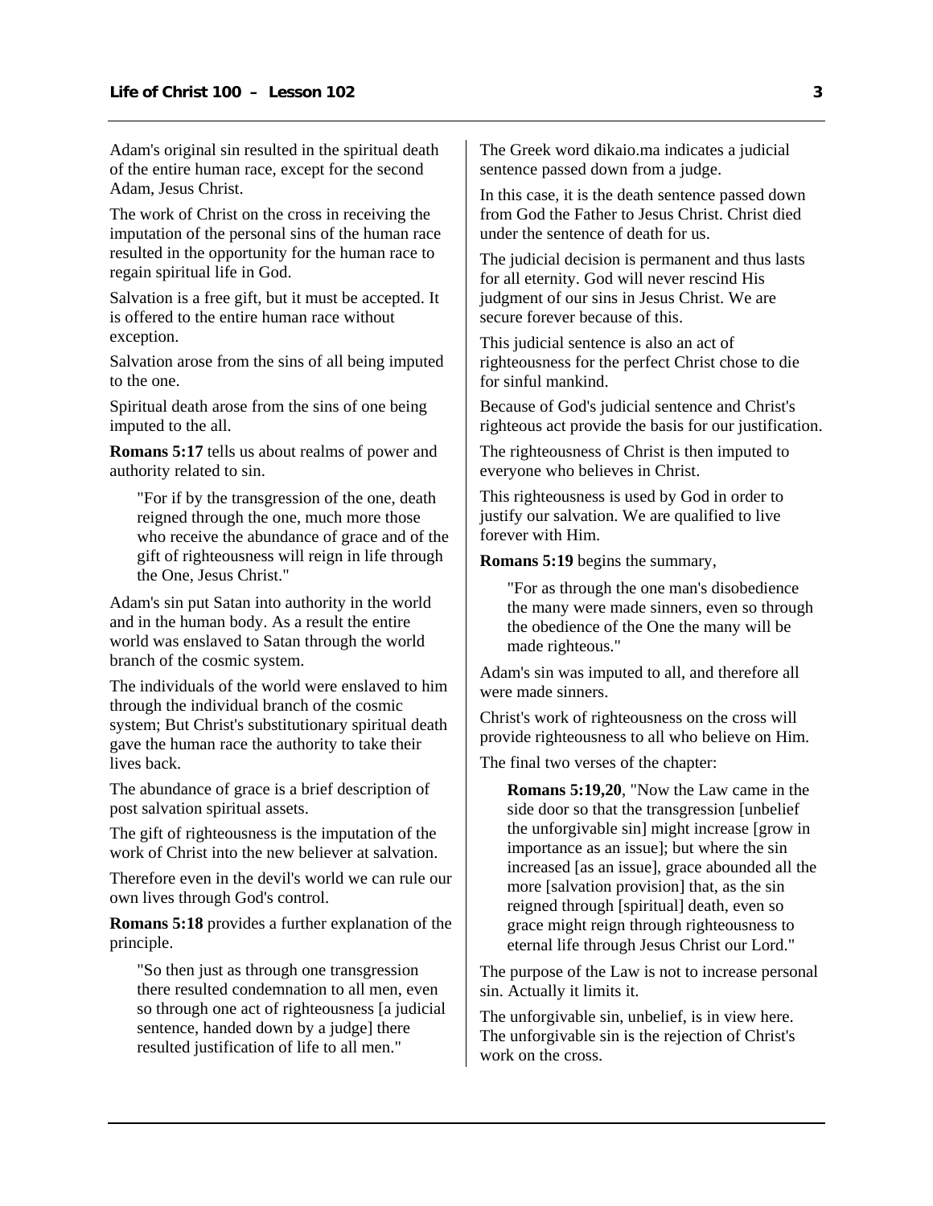Adam's original sin resulted in the spiritual death of the entire human race, except for the second Adam, Jesus Christ.

The work of Christ on the cross in receiving the imputation of the personal sins of the human race resulted in the opportunity for the human race to regain spiritual life in God.

Salvation is a free gift, but it must be accepted. It is offered to the entire human race without exception.

Salvation arose from the sins of all being imputed to the one.

Spiritual death arose from the sins of one being imputed to the all.

**Romans 5:17** tells us about realms of power and authority related to sin.

> "For if by the transgression of the one, death reigned through the one, much more those who receive the abundance of grace and of the gift of righteousness will reign in life through the One, Jesus Christ."

Adam's sin put Satan into authority in the world and in the human body. As a result the entire world was enslaved to Satan through the world branch of the cosmic system.

The individuals of the world were enslaved to him through the individual branch of the cosmic system; But Christ's substitutionary spiritual death gave the human race the authority to take their lives back.

The abundance of grace is a brief description of post salvation spiritual assets.

The gift of righteousness is the imputation of the work of Christ into the new believer at salvation.

Therefore even in the devil's world we can rule our own lives through God's control.

**Romans 5:18** provides a further explanation of the principle.

> "So then just as through one transgression there resulted condemnation to all men, even so through one act of righteousness [a judicial sentence, handed down by a judge] there resulted justification of life to all men."

The Greek word dikaio.ma indicates a judicial sentence passed down from a judge.

In this case, it is the death sentence passed down from God the Father to Jesus Christ. Christ died under the sentence of death for us.

The judicial decision is permanent and thus lasts for all eternity. God will never rescind His judgment of our sins in Jesus Christ. We are secure forever because of this.

This judicial sentence is also an act of righteousness for the perfect Christ chose to die for sinful mankind.

Because of God's judicial sentence and Christ's righteous act provide the basis for our justification.

The righteousness of Christ is then imputed to everyone who believes in Christ.

This righteousness is used by God in order to justify our salvation. We are qualified to live forever with Him.

**Romans 5:19** begins the summary,

> "For as through the one man's disobedience the many were made sinners, even so through the obedience of the One the many will be made righteous."

Adam's sin was imputed to all, and therefore all were made sinners.

Christ's work of righteousness on the cross will provide righteousness to all who believe on Him.

The final two verses of the chapter:

> **Romans 5:19,20**, "Now the Law came in the side door so that the transgression [unbelief the unforgivable sin] might increase [grow in importance as an issue]; but where the sin increased [as an issue], grace abounded all the more [salvation provision] that, as the sin reigned through [spiritual] death, even so grace might reign through righteousness to eternal life through Jesus Christ our Lord."

The purpose of the Law is not to increase personal sin. Actually it limits it.

The unforgivable sin, unbelief, is in view here. The unforgivable sin is the rejection of Christ's work on the cross.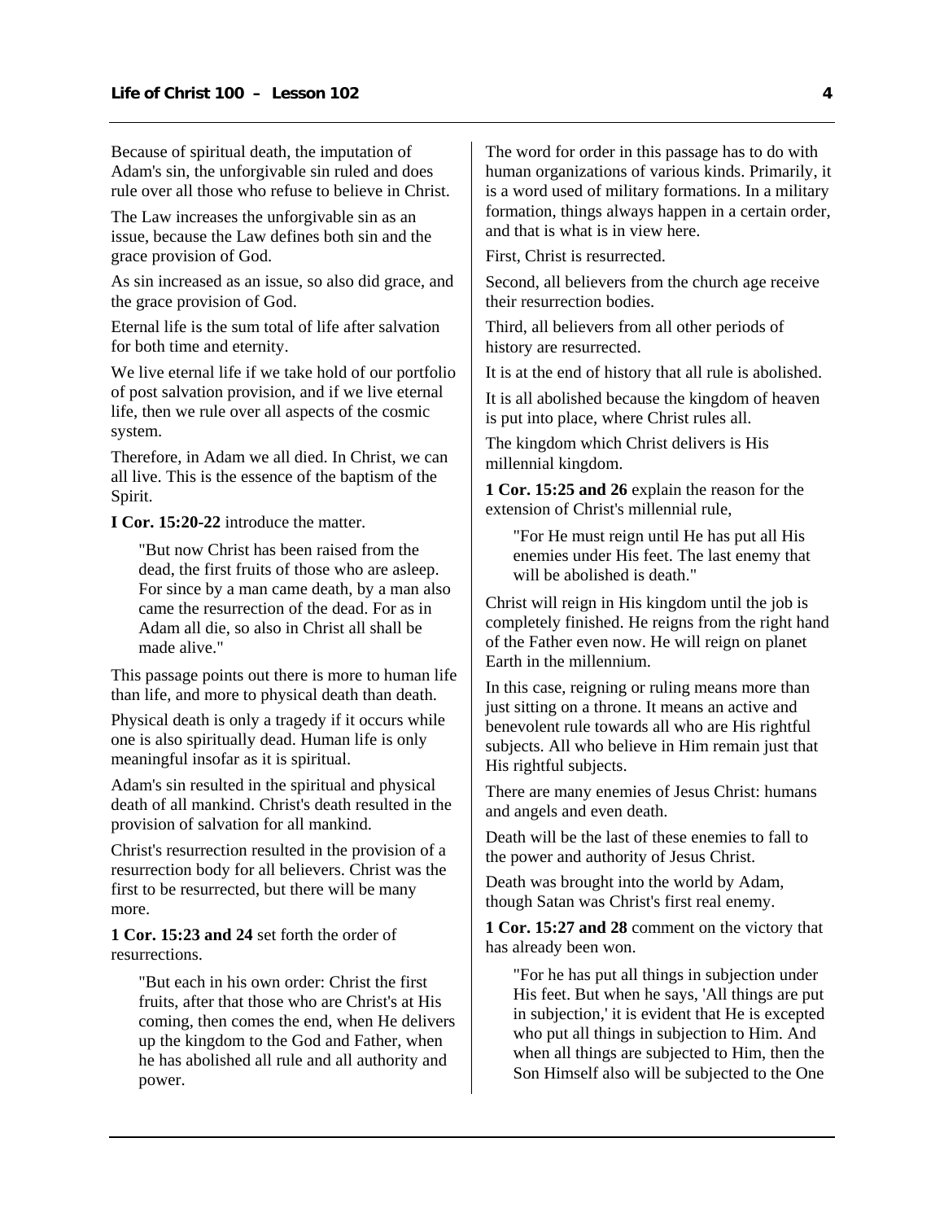Because of spiritual death, the imputation of Adam's sin, the unforgivable sin ruled and does rule over all those who refuse to believe in Christ.

The Law increases the unforgivable sin as an issue, because the Law defines both sin and the grace provision of God.

As sin increased as an issue, so also did grace, and the grace provision of God.

Eternal life is the sum total of life after salvation for both time and eternity.

We live eternal life if we take hold of our portfolio of post salvation provision, and if we live eternal life, then we rule over all aspects of the cosmic system.

Therefore, in Adam we all died. In Christ, we can all live. This is the essence of the baptism of the Spirit.

**I Cor. 15:20-22** introduce the matter.

> "But now Christ has been raised from the dead, the first fruits of those who are asleep. For since by a man came death, by a man also came the resurrection of the dead. For as in Adam all die, so also in Christ all shall be made alive."

This passage points out there is more to human life than life, and more to physical death than death.

Physical death is only a tragedy if it occurs while one is also spiritually dead. Human life is only meaningful insofar as it is spiritual.

Adam's sin resulted in the spiritual and physical death of all mankind. Christ's death resulted in the provision of salvation for all mankind.

Christ's resurrection resulted in the provision of a resurrection body for all believers. Christ was the first to be resurrected, but there will be many more.

**1 Cor. 15:23 and 24** set forth the order of resurrections.

> "But each in his own order: Christ the first fruits, after that those who are Christ's at His coming, then comes the end, when He delivers up the kingdom to the God and Father, when he has abolished all rule and all authority and power.

The word for order in this passage has to do with human organizations of various kinds. Primarily, it is a word used of military formations. In a military formation, things always happen in a certain order, and that is what is in view here.

First, Christ is resurrected.

Second, all believers from the church age receive their resurrection bodies.

Third, all believers from all other periods of history are resurrected.

It is at the end of history that all rule is abolished.

It is all abolished because the kingdom of heaven is put into place, where Christ rules all.

The kingdom which Christ delivers is His millennial kingdom.

**1 Cor. 15:25 and 26** explain the reason for the extension of Christ's millennial rule,

> "For He must reign until He has put all His enemies under His feet. The last enemy that will be abolished is death."

Christ will reign in His kingdom until the job is completely finished. He reigns from the right hand of the Father even now. He will reign on planet Earth in the millennium.

In this case, reigning or ruling means more than just sitting on a throne. It means an active and benevolent rule towards all who are His rightful subjects. All who believe in Him remain just that His rightful subjects.

There are many enemies of Jesus Christ: humans and angels and even death.

Death will be the last of these enemies to fall to the power and authority of Jesus Christ.

Death was brought into the world by Adam, though Satan was Christ's first real enemy.

**1 Cor. 15:27 and 28** comment on the victory that has already been won.

> "For he has put all things in subjection under His feet. But when he says, 'All things are put in subjection,' it is evident that He is excepted who put all things in subjection to Him. And when all things are subjected to Him, then the Son Himself also will be subjected to the One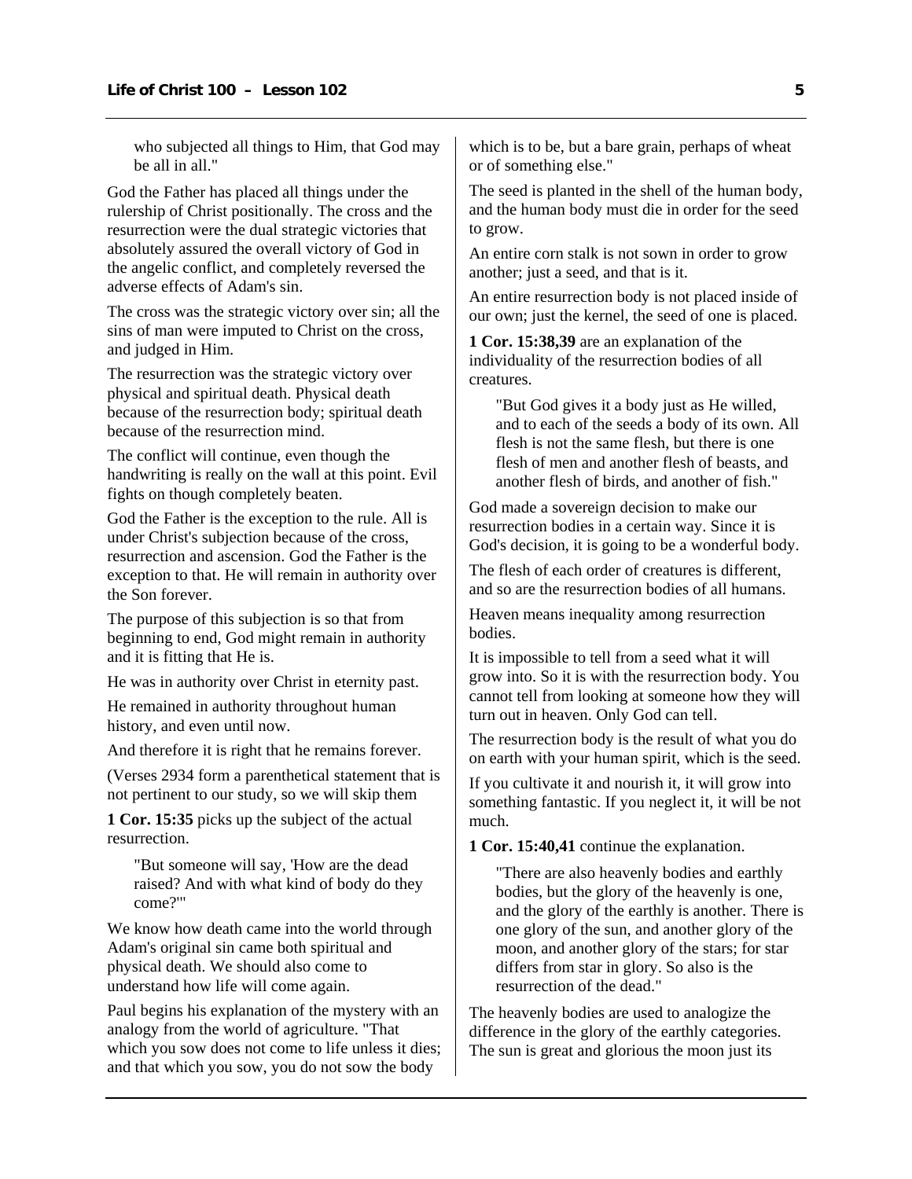who subjected all things to Him, that God may be all in all."

God the Father has placed all things under the rulership of Christ positionally. The cross and the resurrection were the dual strategic victories that absolutely assured the overall victory of God in the angelic conflict, and completely reversed the adverse effects of Adam's sin.

The cross was the strategic victory over sin; all the sins of man were imputed to Christ on the cross, and judged in Him.

The resurrection was the strategic victory over physical and spiritual death. Physical death because of the resurrection body; spiritual death because of the resurrection mind.

The conflict will continue, even though the handwriting is really on the wall at this point. Evil fights on though completely beaten.

God the Father is the exception to the rule. All is under Christ's subjection because of the cross, resurrection and ascension. God the Father is the exception to that. He will remain in authority over the Son forever.

The purpose of this subjection is so that from beginning to end, God might remain in authority and it is fitting that He is.

He was in authority over Christ in eternity past.

He remained in authority throughout human history, and even until now.

And therefore it is right that he remains forever.

(Verses 2934 form a parenthetical statement that is not pertinent to our study, so we will skip them

**1 Cor. 15:35** picks up the subject of the actual resurrection.

> "But someone will say, 'How are the dead raised? And with what kind of body do they come?'"

We know how death came into the world through Adam's original sin came both spiritual and physical death. We should also come to understand how life will come again.

Paul begins his explanation of the mystery with an analogy from the world of agriculture. "That which you sow does not come to life unless it dies; and that which you sow, you do not sow the body which is to be, but a bare grain, perhaps of wheat or of something else."

The seed is planted in the shell of the human body, and the human body must die in order for the seed to grow.

An entire corn stalk is not sown in order to grow another; just a seed, and that is it.

An entire resurrection body is not placed inside of our own; just the kernel, the seed of one is placed.

**1 Cor. 15:38,39** are an explanation of the individuality of the resurrection bodies of all creatures.

> "But God gives it a body just as He willed, and to each of the seeds a body of its own. All flesh is not the same flesh, but there is one flesh of men and another flesh of beasts, and another flesh of birds, and another of fish."

God made a sovereign decision to make our resurrection bodies in a certain way. Since it is God's decision, it is going to be a wonderful body.

The flesh of each order of creatures is different, and so are the resurrection bodies of all humans.

Heaven means inequality among resurrection bodies.

It is impossible to tell from a seed what it will grow into. So it is with the resurrection body. You cannot tell from looking at someone how they will turn out in heaven. Only God can tell.

The resurrection body is the result of what you do on earth with your human spirit, which is the seed.

If you cultivate it and nourish it, it will grow into something fantastic. If you neglect it, it will be not much.

**1 Cor. 15:40,41** continue the explanation.

> "There are also heavenly bodies and earthly bodies, but the glory of the heavenly is one, and the glory of the earthly is another. There is one glory of the sun, and another glory of the moon, and another glory of the stars; for star differs from star in glory. So also is the resurrection of the dead."

The heavenly bodies are used to analogize the difference in the glory of the earthly categories. The sun is great and glorious the moon just its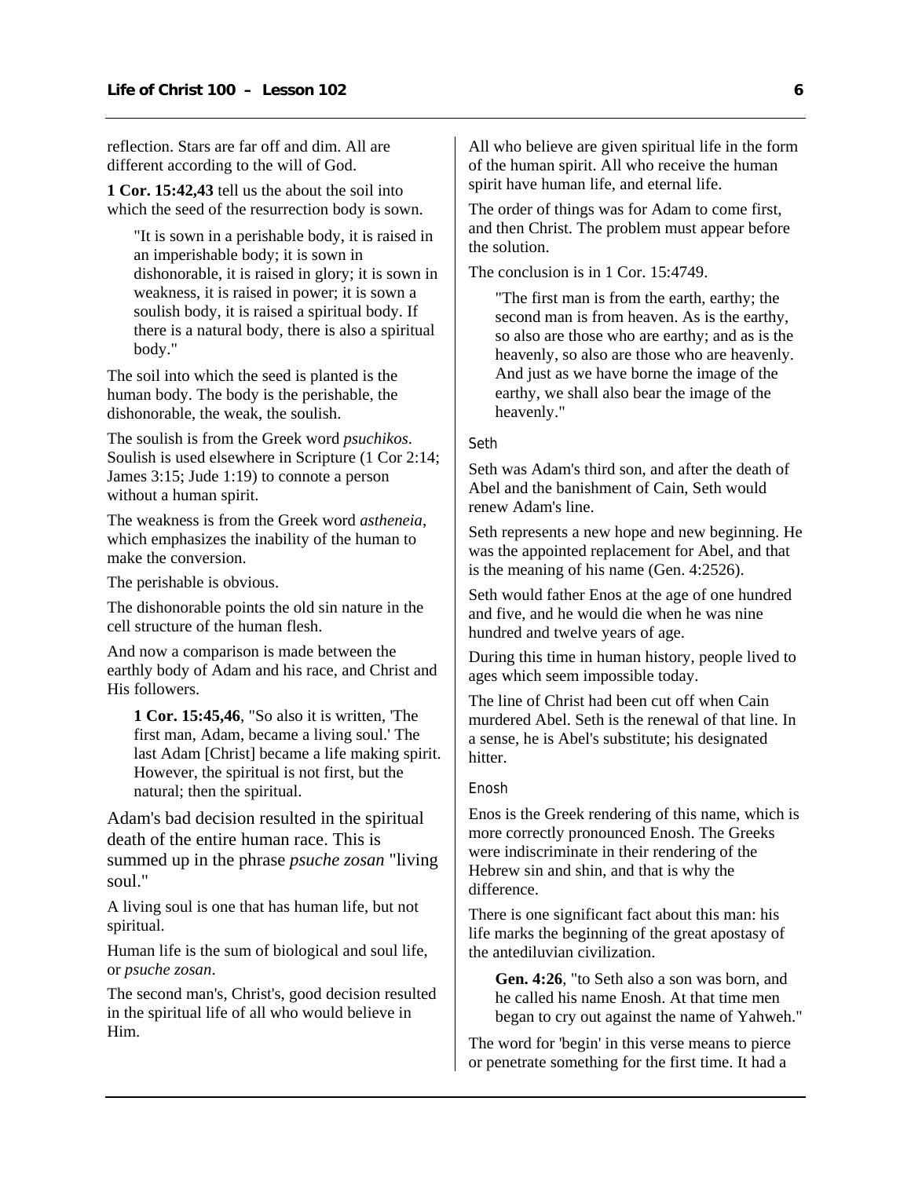reflection. Stars are far off and dim. All are different according to the will of God.

**1 Cor. 15:42,43** tell us the about the soil into which the seed of the resurrection body is sown.

> "It is sown in a perishable body, it is raised in an imperishable body; it is sown in dishonorable, it is raised in glory; it is sown in weakness, it is raised in power; it is sown a soulish body, it is raised a spiritual body. If there is a natural body, there is also a spiritual body."

The soil into which the seed is planted is the human body. The body is the perishable, the dishonorable, the weak, the soulish.

The soulish is from the Greek word *psuchikos*. Soulish is used elsewhere in Scripture (1 Cor 2:14; James 3:15; Jude 1:19) to connote a person without a human spirit.

The weakness is from the Greek word *astheneia*, which emphasizes the inability of the human to make the conversion.

The perishable is obvious.

The dishonorable points the old sin nature in the cell structure of the human flesh.

And now a comparison is made between the earthly body of Adam and his race, and Christ and His followers.

> **1 Cor. 15:45,46**, "So also it is written, 'The first man, Adam, became a living soul.' The last Adam [Christ] became a life making spirit. However, the spiritual is not first, but the natural; then the spiritual.

Adam's bad decision resulted in the spiritual death of the entire human race. This is summed up in the phrase *psuche zosan* "living soul."

A living soul is one that has human life, but not spiritual.

Human life is the sum of biological and soul life, or *psuche zosan*.

The second man's, Christ's, good decision resulted in the spiritual life of all who would believe in Him.

All who believe are given spiritual life in the form of the human spirit. All who receive the human spirit have human life, and eternal life.

The order of things was for Adam to come first, and then Christ. The problem must appear before the solution.

The conclusion is in 1 Cor. 15:4749.

> "The first man is from the earth, earthy; the second man is from heaven. As is the earthy, so also are those who are earthy; and as is the heavenly, so also are those who are heavenly. And just as we have borne the image of the earthy, we shall also bear the image of the heavenly."

### Seth

Seth was Adam's third son, and after the death of Abel and the banishment of Cain, Seth would renew Adam's line.

Seth represents a new hope and new beginning. He was the appointed replacement for Abel, and that is the meaning of his name (Gen. 4:2526).

Seth would father Enos at the age of one hundred and five, and he would die when he was nine hundred and twelve years of age.

During this time in human history, people lived to ages which seem impossible today.

The line of Christ had been cut off when Cain murdered Abel. Seth is the renewal of that line. In a sense, he is Abel's substitute; his designated hitter.

### Enosh

Enos is the Greek rendering of this name, which is more correctly pronounced Enosh. The Greeks were indiscriminate in their rendering of the Hebrew sin and shin, and that is why the difference.

There is one significant fact about this man: his life marks the beginning of the great apostasy of the antediluvian civilization.

> **Gen. 4:26**, "to Seth also a son was born, and he called his name Enosh. At that time men began to cry out against the name of Yahweh."

The word for 'begin' in this verse means to pierce or penetrate something for the first time. It had a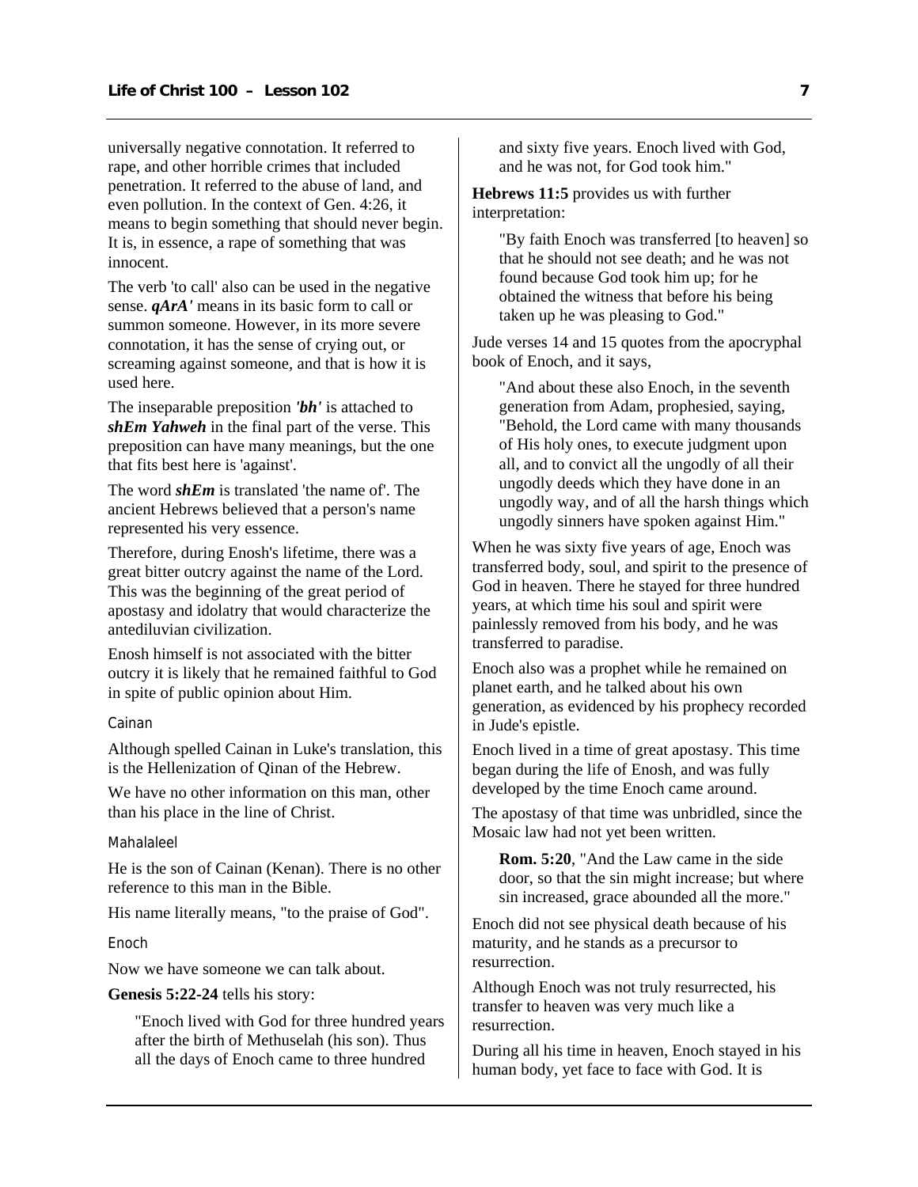universally negative connotation. It referred to rape, and other horrible crimes that included penetration. It referred to the abuse of land, and even pollution. In the context of Gen. 4:26, it means to begin something that should never begin. It is, in essence, a rape of something that was innocent.

The verb 'to call' also can be used in the negative sense. ***qArA'*** means in its basic form to call or summon someone. However, in its more severe connotation, it has the sense of crying out, or screaming against someone, and that is how it is used here.

The inseparable preposition ***'bh'*** is attached to ***shEm Yahweh*** in the final part of the verse. This preposition can have many meanings, but the one that fits best here is 'against'.

The word ***shEm*** is translated 'the name of'. The ancient Hebrews believed that a person's name represented his very essence.

Therefore, during Enosh's lifetime, there was a great bitter outcry against the name of the Lord. This was the beginning of the great period of apostasy and idolatry that would characterize the antediluvian civilization.

Enosh himself is not associated with the bitter outcry it is likely that he remained faithful to God in spite of public opinion about Him.

### Cainan

Although spelled Cainan in Luke's translation, this is the Hellenization of Qinan of the Hebrew.

We have no other information on this man, other than his place in the line of Christ.

### Mahalaleel

He is the son of Cainan (Kenan). There is no other reference to this man in the Bible.

His name literally means, "to the praise of God".

### Enoch

Now we have someone we can talk about.

**Genesis 5:22-24** tells his story:

> "Enoch lived with God for three hundred years after the birth of Methuselah (his son). Thus all the days of Enoch came to three hundred and sixty five years. Enoch lived with God, and he was not, for God took him."

**Hebrews 11:5** provides us with further interpretation:

> "By faith Enoch was transferred [to heaven] so that he should not see death; and he was not found because God took him up; for he obtained the witness that before his being taken up he was pleasing to God."

Jude verses 14 and 15 quotes from the apocryphal book of Enoch, and it says,

> "And about these also Enoch, in the seventh generation from Adam, prophesied, saying, "Behold, the Lord came with many thousands of His holy ones, to execute judgment upon all, and to convict all the ungodly of all their ungodly deeds which they have done in an ungodly way, and of all the harsh things which ungodly sinners have spoken against Him."

When he was sixty five years of age, Enoch was transferred body, soul, and spirit to the presence of God in heaven. There he stayed for three hundred years, at which time his soul and spirit were painlessly removed from his body, and he was transferred to paradise.

Enoch also was a prophet while he remained on planet earth, and he talked about his own generation, as evidenced by his prophecy recorded in Jude's epistle.

Enoch lived in a time of great apostasy. This time began during the life of Enosh, and was fully developed by the time Enoch came around.

The apostasy of that time was unbridled, since the Mosaic law had not yet been written.

> **Rom. 5:20**, "And the Law came in the side door, so that the sin might increase; but where sin increased, grace abounded all the more."

Enoch did not see physical death because of his maturity, and he stands as a precursor to resurrection.

Although Enoch was not truly resurrected, his transfer to heaven was very much like a resurrection.

During all his time in heaven, Enoch stayed in his human body, yet face to face with God. It is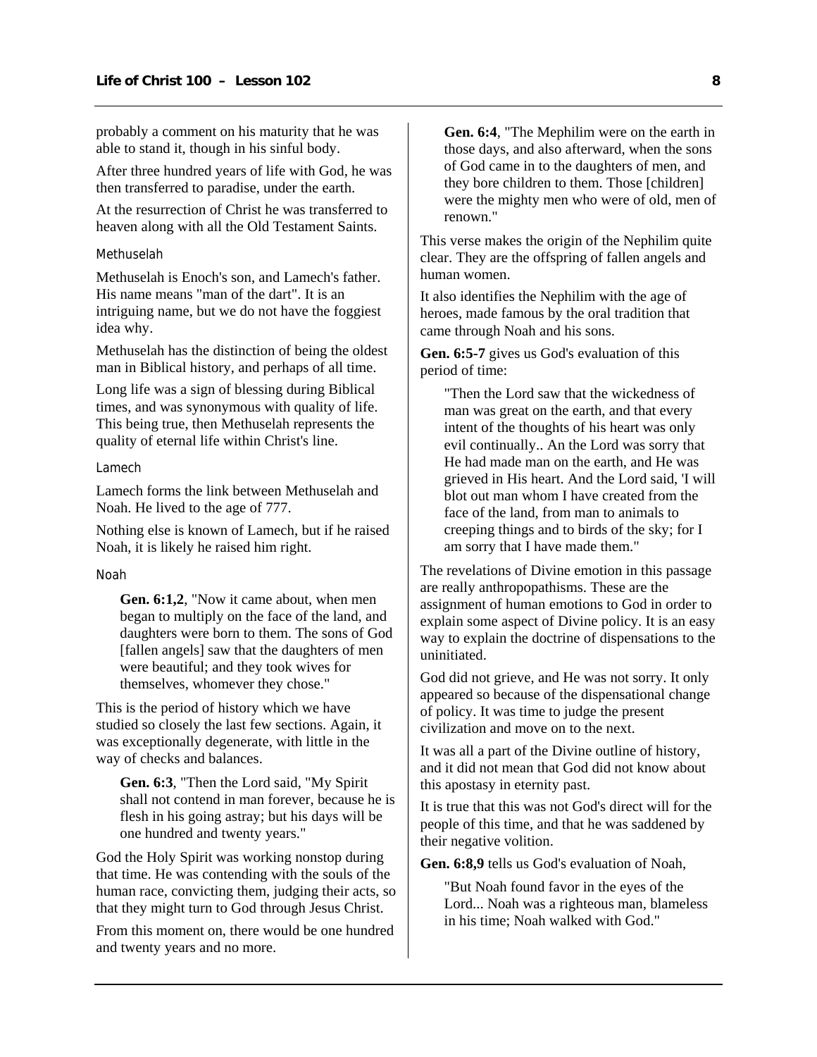probably a comment on his maturity that he was able to stand it, though in his sinful body.

After three hundred years of life with God, he was then transferred to paradise, under the earth.

At the resurrection of Christ he was transferred to heaven along with all the Old Testament Saints.

### Methuselah

Methuselah is Enoch's son, and Lamech's father. His name means "man of the dart". It is an intriguing name, but we do not have the foggiest idea why.

Methuselah has the distinction of being the oldest man in Biblical history, and perhaps of all time.

Long life was a sign of blessing during Biblical times, and was synonymous with quality of life. This being true, then Methuselah represents the quality of eternal life within Christ's line.

### Lamech

Lamech forms the link between Methuselah and Noah. He lived to the age of 777.

Nothing else is known of Lamech, but if he raised Noah, it is likely he raised him right.

### Noah

> **Gen. 6:1,2**, "Now it came about, when men began to multiply on the face of the land, and daughters were born to them. The sons of God [fallen angels] saw that the daughters of men were beautiful; and they took wives for themselves, whomever they chose."

This is the period of history which we have studied so closely the last few sections. Again, it was exceptionally degenerate, with little in the way of checks and balances.

> **Gen. 6:3**, "Then the Lord said, "My Spirit shall not contend in man forever, because he is flesh in his going astray; but his days will be one hundred and twenty years."

God the Holy Spirit was working nonstop during that time. He was contending with the souls of the human race, convicting them, judging their acts, so that they might turn to God through Jesus Christ.

From this moment on, there would be one hundred and twenty years and no more.

> **Gen. 6:4**, "The Mephilim were on the earth in those days, and also afterward, when the sons of God came in to the daughters of men, and they bore children to them. Those [children] were the mighty men who were of old, men of renown."

This verse makes the origin of the Nephilim quite clear. They are the offspring of fallen angels and human women.

It also identifies the Nephilim with the age of heroes, made famous by the oral tradition that came through Noah and his sons.

**Gen. 6:5-7** gives us God's evaluation of this period of time:

> "Then the Lord saw that the wickedness of man was great on the earth, and that every intent of the thoughts of his heart was only evil continually.. An the Lord was sorry that He had made man on the earth, and He was grieved in His heart. And the Lord said, 'I will blot out man whom I have created from the face of the land, from man to animals to creeping things and to birds of the sky; for I am sorry that I have made them."

The revelations of Divine emotion in this passage are really anthropopathisms. These are the assignment of human emotions to God in order to explain some aspect of Divine policy. It is an easy way to explain the doctrine of dispensations to the uninitiated.

God did not grieve, and He was not sorry. It only appeared so because of the dispensational change of policy. It was time to judge the present civilization and move on to the next.

It was all a part of the Divine outline of history, and it did not mean that God did not know about this apostasy in eternity past.

It is true that this was not God's direct will for the people of this time, and that he was saddened by their negative volition.

**Gen. 6:8,9** tells us God's evaluation of Noah,

> "But Noah found favor in the eyes of the Lord... Noah was a righteous man, blameless in his time; Noah walked with God."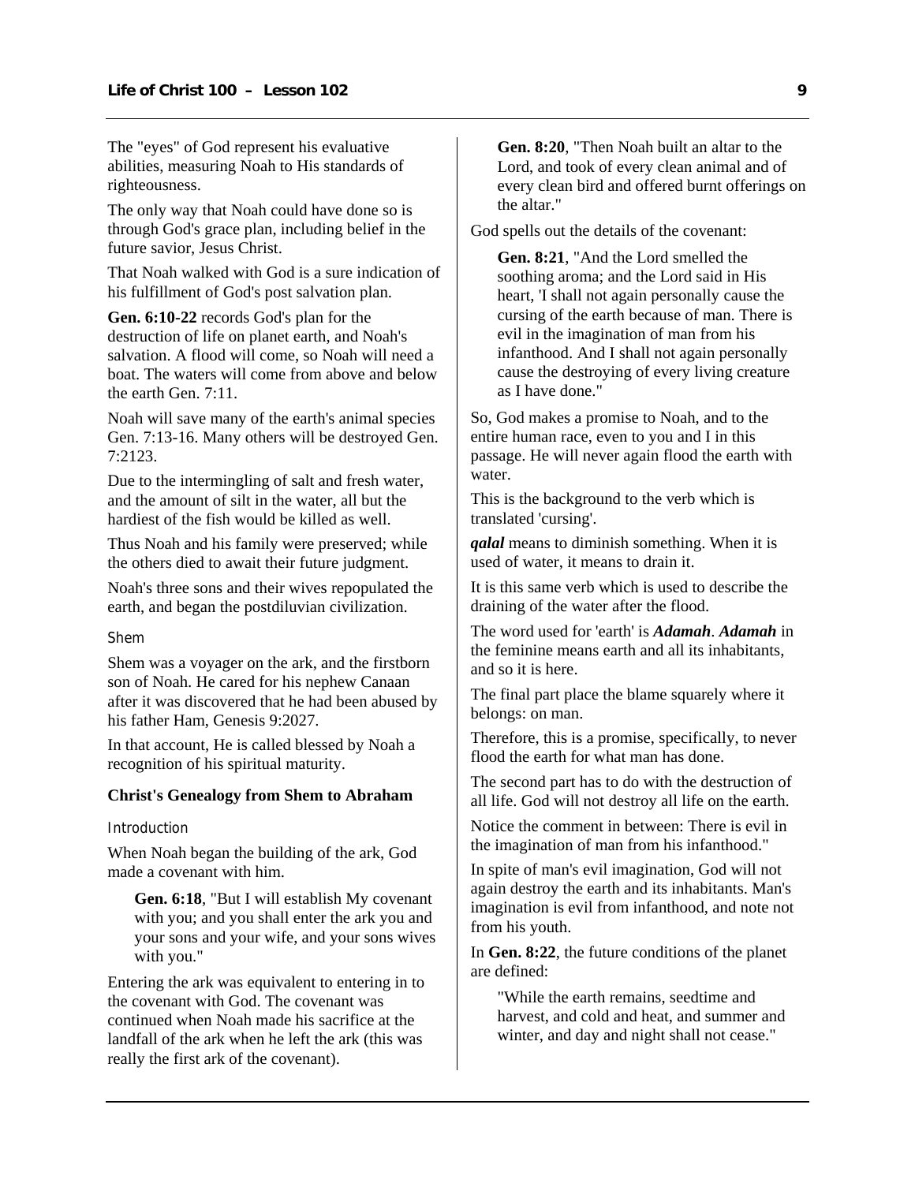The "eyes" of God represent his evaluative abilities, measuring Noah to His standards of righteousness.

The only way that Noah could have done so is through God's grace plan, including belief in the future savior, Jesus Christ.

That Noah walked with God is a sure indication of his fulfillment of God's post salvation plan.

**Gen. 6:10-22** records God's plan for the destruction of life on planet earth, and Noah's salvation. A flood will come, so Noah will need a boat. The waters will come from above and below the earth Gen. 7:11.

Noah will save many of the earth's animal species Gen. 7:13-16. Many others will be destroyed Gen. 7:2123.

Due to the intermingling of salt and fresh water, and the amount of silt in the water, all but the hardiest of the fish would be killed as well.

Thus Noah and his family were preserved; while the others died to await their future judgment.

Noah's three sons and their wives repopulated the earth, and began the postdiluvian civilization.

### Shem

Shem was a voyager on the ark, and the firstborn son of Noah. He cared for his nephew Canaan after it was discovered that he had been abused by his father Ham, Genesis 9:2027.

In that account, He is called blessed by Noah a recognition of his spiritual maturity.

## Christ's Genealogy from Shem to Abraham

### Introduction

When Noah began the building of the ark, God made a covenant with him.

> **Gen. 6:18**, "But I will establish My covenant with you; and you shall enter the ark you and your sons and your wife, and your sons wives with you."

Entering the ark was equivalent to entering in to the covenant with God. The covenant was continued when Noah made his sacrifice at the landfall of the ark when he left the ark (this was really the first ark of the covenant).

> **Gen. 8:20**, "Then Noah built an altar to the Lord, and took of every clean animal and of every clean bird and offered burnt offerings on the altar."

God spells out the details of the covenant:

> **Gen. 8:21**, "And the Lord smelled the soothing aroma; and the Lord said in His heart, 'I shall not again personally cause the cursing of the earth because of man. There is evil in the imagination of man from his infanthood. And I shall not again personally cause the destroying of every living creature as I have done."

So, God makes a promise to Noah, and to the entire human race, even to you and I in this passage. He will never again flood the earth with water.

This is the background to the verb which is translated 'cursing'.

***qalal*** means to diminish something. When it is used of water, it means to drain it.

It is this same verb which is used to describe the draining of the water after the flood.

The word used for 'earth' is ***Adamah***. ***Adamah*** in the feminine means earth and all its inhabitants, and so it is here.

The final part place the blame squarely where it belongs: on man.

Therefore, this is a promise, specifically, to never flood the earth for what man has done.

The second part has to do with the destruction of all life. God will not destroy all life on the earth.

Notice the comment in between: There is evil in the imagination of man from his infanthood."

In spite of man's evil imagination, God will not again destroy the earth and its inhabitants. Man's imagination is evil from infanthood, and note not from his youth.

In **Gen. 8:22**, the future conditions of the planet are defined:

> "While the earth remains, seedtime and harvest, and cold and heat, and summer and winter, and day and night shall not cease."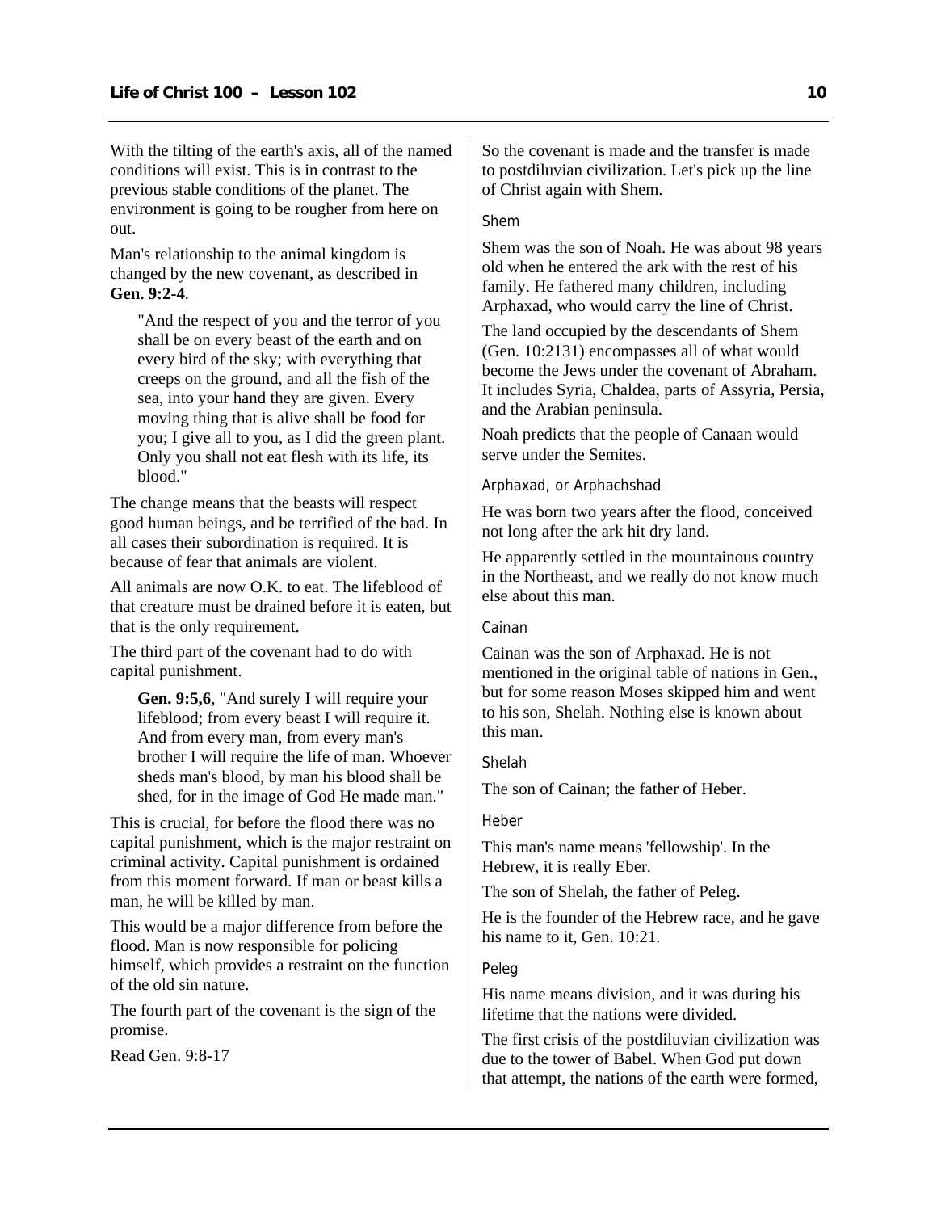With the tilting of the earth's axis, all of the named conditions will exist. This is in contrast to the previous stable conditions of the planet. The environment is going to be rougher from here on out.

Man's relationship to the animal kingdom is changed by the new covenant, as described in **Gen. 9:2-4**.

> "And the respect of you and the terror of you shall be on every beast of the earth and on every bird of the sky; with everything that creeps on the ground, and all the fish of the sea, into your hand they are given. Every moving thing that is alive shall be food for you; I give all to you, as I did the green plant. Only you shall not eat flesh with its life, its blood."

The change means that the beasts will respect good human beings, and be terrified of the bad. In all cases their subordination is required. It is because of fear that animals are violent.

All animals are now O.K. to eat. The lifeblood of that creature must be drained before it is eaten, but that is the only requirement.

The third part of the covenant had to do with capital punishment.

> **Gen. 9:5,6**, "And surely I will require your lifeblood; from every beast I will require it. And from every man, from every man's brother I will require the life of man. Whoever sheds man's blood, by man his blood shall be shed, for in the image of God He made man."

This is crucial, for before the flood there was no capital punishment, which is the major restraint on criminal activity. Capital punishment is ordained from this moment forward. If man or beast kills a man, he will be killed by man.

This would be a major difference from before the flood. Man is now responsible for policing himself, which provides a restraint on the function of the old sin nature.

The fourth part of the covenant is the sign of the promise.

Read Gen. 9:8-17

So the covenant is made and the transfer is made to postdiluvian civilization. Let's pick up the line of Christ again with Shem.

### Shem

Shem was the son of Noah. He was about 98 years old when he entered the ark with the rest of his family. He fathered many children, including Arphaxad, who would carry the line of Christ.

The land occupied by the descendants of Shem (Gen. 10:2131) encompasses all of what would become the Jews under the covenant of Abraham. It includes Syria, Chaldea, parts of Assyria, Persia, and the Arabian peninsula.

Noah predicts that the people of Canaan would serve under the Semites.

### Arphaxad, or Arphachshad

He was born two years after the flood, conceived not long after the ark hit dry land.

He apparently settled in the mountainous country in the Northeast, and we really do not know much else about this man.

### Cainan

Cainan was the son of Arphaxad. He is not mentioned in the original table of nations in Gen., but for some reason Moses skipped him and went to his son, Shelah. Nothing else is known about this man.

### Shelah

The son of Cainan; the father of Heber.

### Heber

This man's name means 'fellowship'. In the Hebrew, it is really Eber.

The son of Shelah, the father of Peleg.

He is the founder of the Hebrew race, and he gave his name to it, Gen. 10:21.

### Peleg

His name means division, and it was during his lifetime that the nations were divided.

The first crisis of the postdiluvian civilization was due to the tower of Babel. When God put down that attempt, the nations of the earth were formed,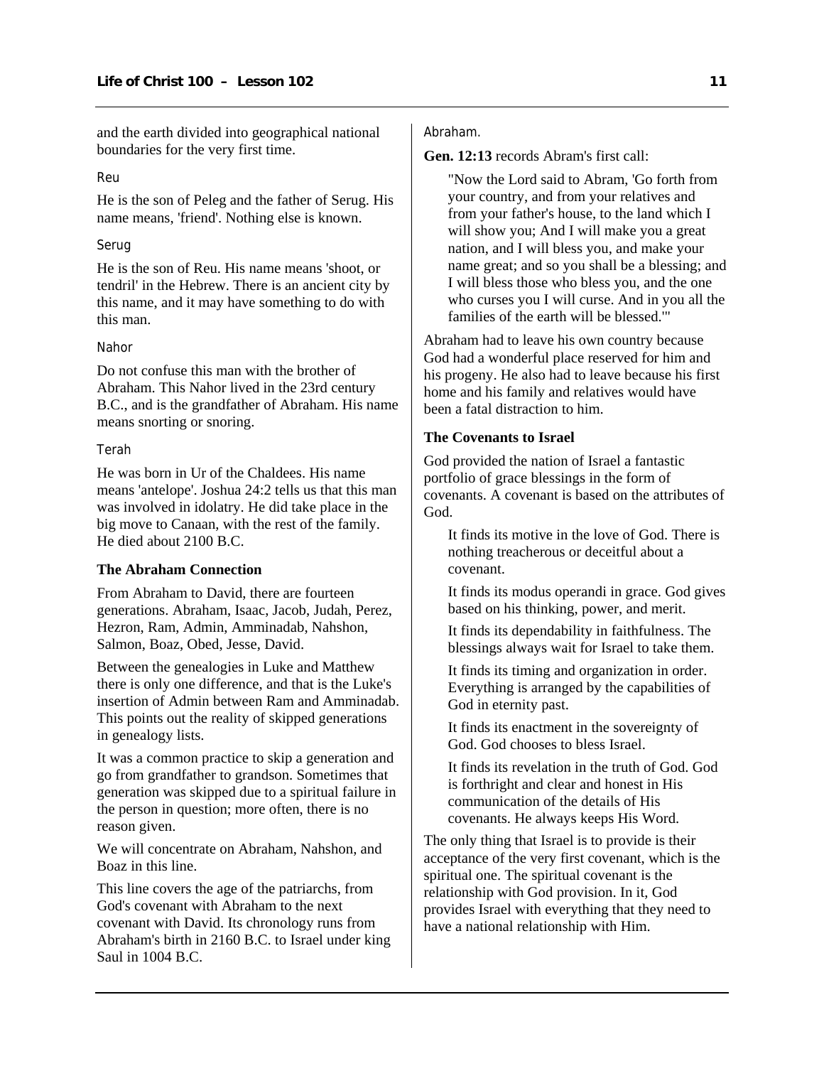and the earth divided into geographical national boundaries for the very first time.

Reu

He is the son of Peleg and the father of Serug. His name means, 'friend'. Nothing else is known.

Serug

He is the son of Reu. His name means 'shoot, or tendril' in the Hebrew. There is an ancient city by this name, and it may have something to do with this man.

Nahor

Do not confuse this man with the brother of Abraham. This Nahor lived in the 23rd century B.C., and is the grandfather of Abraham. His name means snorting or snoring.

Terah

He was born in Ur of the Chaldees. His name means 'antelope'. Joshua 24:2 tells us that this man was involved in idolatry. He did take place in the big move to Canaan, with the rest of the family. He died about 2100 B.C.

**The Abraham Connection**

From Abraham to David, there are fourteen generations. Abraham, Isaac, Jacob, Judah, Perez, Hezron, Ram, Admin, Amminadab, Nahshon, Salmon, Boaz, Obed, Jesse, David.

Between the genealogies in Luke and Matthew there is only one difference, and that is the Luke's insertion of Admin between Ram and Amminadab. This points out the reality of skipped generations in genealogy lists.

It was a common practice to skip a generation and go from grandfather to grandson. Sometimes that generation was skipped due to a spiritual failure in the person in question; more often, there is no reason given.

We will concentrate on Abraham, Nahshon, and Boaz in this line.

This line covers the age of the patriarchs, from God's covenant with Abraham to the next covenant with David. Its chronology runs from Abraham's birth in 2160 B.C. to Israel under king Saul in 1004 B.C.

Abraham.

**Gen. 12:13** records Abram's first call:

> "Now the Lord said to Abram, 'Go forth from your country, and from your relatives and from your father's house, to the land which I will show you; And I will make you a great nation, and I will bless you, and make your name great; and so you shall be a blessing; and I will bless those who bless you, and the one who curses you I will curse. And in you all the families of the earth will be blessed.'"

Abraham had to leave his own country because God had a wonderful place reserved for him and his progeny. He also had to leave because his first home and his family and relatives would have been a fatal distraction to him.

**The Covenants to Israel**

God provided the nation of Israel a fantastic portfolio of grace blessings in the form of covenants. A covenant is based on the attributes of God.

> It finds its motive in the love of God. There is nothing treacherous or deceitful about a covenant.
>
> It finds its modus operandi in grace. God gives based on his thinking, power, and merit.
>
> It finds its dependability in faithfulness. The blessings always wait for Israel to take them.
>
> It finds its timing and organization in order. Everything is arranged by the capabilities of God in eternity past.
>
> It finds its enactment in the sovereignty of God. God chooses to bless Israel.
>
> It finds its revelation in the truth of God. God is forthright and clear and honest in His communication of the details of His covenants. He always keeps His Word.

The only thing that Israel is to provide is their acceptance of the very first covenant, which is the spiritual one. The spiritual covenant is the relationship with God provision. In it, God provides Israel with everything that they need to have a national relationship with Him.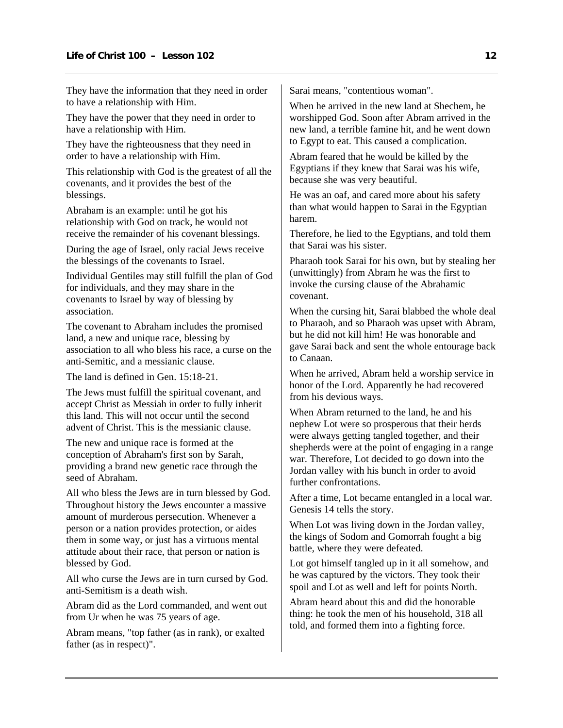They have the information that they need in order to have a relationship with Him.

They have the power that they need in order to have a relationship with Him.

They have the righteousness that they need in order to have a relationship with Him.

This relationship with God is the greatest of all the covenants, and it provides the best of the blessings.

Abraham is an example: until he got his relationship with God on track, he would not receive the remainder of his covenant blessings.

During the age of Israel, only racial Jews receive the blessings of the covenants to Israel.

Individual Gentiles may still fulfill the plan of God for individuals, and they may share in the covenants to Israel by way of blessing by association.

The covenant to Abraham includes the promised land, a new and unique race, blessing by association to all who bless his race, a curse on the anti-Semitic, and a messianic clause.

The land is defined in Gen. 15:18-21.

The Jews must fulfill the spiritual covenant, and accept Christ as Messiah in order to fully inherit this land. This will not occur until the second advent of Christ. This is the messianic clause.

The new and unique race is formed at the conception of Abraham's first son by Sarah, providing a brand new genetic race through the seed of Abraham.

All who bless the Jews are in turn blessed by God. Throughout history the Jews encounter a massive amount of murderous persecution. Whenever a person or a nation provides protection, or aides them in some way, or just has a virtuous mental attitude about their race, that person or nation is blessed by God.

All who curse the Jews are in turn cursed by God. anti-Semitism is a death wish.

Abram did as the Lord commanded, and went out from Ur when he was 75 years of age.

Abram means, "top father (as in rank), or exalted father (as in respect)".

Sarai means, "contentious woman".

When he arrived in the new land at Shechem, he worshipped God. Soon after Abram arrived in the new land, a terrible famine hit, and he went down to Egypt to eat. This caused a complication.

Abram feared that he would be killed by the Egyptians if they knew that Sarai was his wife, because she was very beautiful.

He was an oaf, and cared more about his safety than what would happen to Sarai in the Egyptian harem.

Therefore, he lied to the Egyptians, and told them that Sarai was his sister.

Pharaoh took Sarai for his own, but by stealing her (unwittingly) from Abram he was the first to invoke the cursing clause of the Abrahamic covenant.

When the cursing hit, Sarai blabbed the whole deal to Pharaoh, and so Pharaoh was upset with Abram, but he did not kill him! He was honorable and gave Sarai back and sent the whole entourage back to Canaan.

When he arrived, Abram held a worship service in honor of the Lord. Apparently he had recovered from his devious ways.

When Abram returned to the land, he and his nephew Lot were so prosperous that their herds were always getting tangled together, and their shepherds were at the point of engaging in a range war. Therefore, Lot decided to go down into the Jordan valley with his bunch in order to avoid further confrontations.

After a time, Lot became entangled in a local war. Genesis 14 tells the story.

When Lot was living down in the Jordan valley, the kings of Sodom and Gomorrah fought a big battle, where they were defeated.

Lot got himself tangled up in it all somehow, and he was captured by the victors. They took their spoil and Lot as well and left for points North.

Abram heard about this and did the honorable thing: he took the men of his household, 318 all told, and formed them into a fighting force.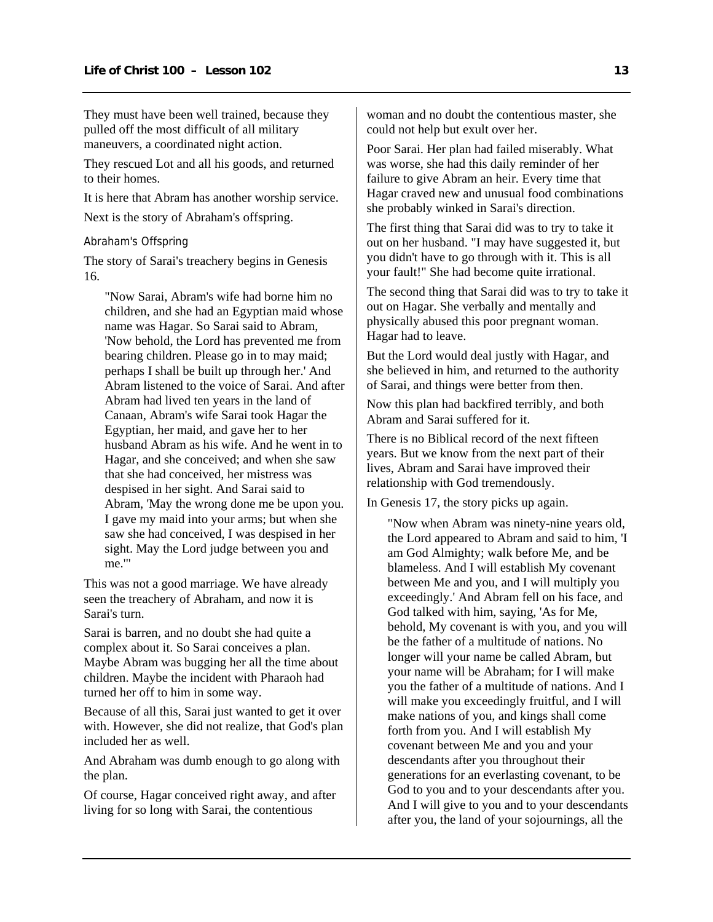They must have been well trained, because they pulled off the most difficult of all military maneuvers, a coordinated night action.

They rescued Lot and all his goods, and returned to their homes.

It is here that Abram has another worship service.

Next is the story of Abraham's offspring.

### Abraham's Offspring

The story of Sarai's treachery begins in Genesis 16.

> "Now Sarai, Abram's wife had borne him no children, and she had an Egyptian maid whose name was Hagar. So Sarai said to Abram, 'Now behold, the Lord has prevented me from bearing children. Please go in to may maid; perhaps I shall be built up through her.' And Abram listened to the voice of Sarai. And after Abram had lived ten years in the land of Canaan, Abram's wife Sarai took Hagar the Egyptian, her maid, and gave her to her husband Abram as his wife. And he went in to Hagar, and she conceived; and when she saw that she had conceived, her mistress was despised in her sight. And Sarai said to Abram, 'May the wrong done me be upon you. I gave my maid into your arms; but when she saw she had conceived, I was despised in her sight. May the Lord judge between you and me.'"

This was not a good marriage. We have already seen the treachery of Abraham, and now it is Sarai's turn.

Sarai is barren, and no doubt she had quite a complex about it. So Sarai conceives a plan. Maybe Abram was bugging her all the time about children. Maybe the incident with Pharaoh had turned her off to him in some way.

Because of all this, Sarai just wanted to get it over with. However, she did not realize, that God's plan included her as well.

And Abraham was dumb enough to go along with the plan.

Of course, Hagar conceived right away, and after living for so long with Sarai, the contentious woman and no doubt the contentious master, she could not help but exult over her.

Poor Sarai. Her plan had failed miserably. What was worse, she had this daily reminder of her failure to give Abram an heir. Every time that Hagar craved new and unusual food combinations she probably winked in Sarai's direction.

The first thing that Sarai did was to try to take it out on her husband. "I may have suggested it, but you didn't have to go through with it. This is all your fault!" She had become quite irrational.

The second thing that Sarai did was to try to take it out on Hagar. She verbally and mentally and physically abused this poor pregnant woman. Hagar had to leave.

But the Lord would deal justly with Hagar, and she believed in him, and returned to the authority of Sarai, and things were better from then.

Now this plan had backfired terribly, and both Abram and Sarai suffered for it.

There is no Biblical record of the next fifteen years. But we know from the next part of their lives, Abram and Sarai have improved their relationship with God tremendously.

In Genesis 17, the story picks up again.

> "Now when Abram was ninety-nine years old, the Lord appeared to Abram and said to him, 'I am God Almighty; walk before Me, and be blameless. And I will establish My covenant between Me and you, and I will multiply you exceedingly.' And Abram fell on his face, and God talked with him, saying, 'As for Me, behold, My covenant is with you, and you will be the father of a multitude of nations. No longer will your name be called Abram, but your name will be Abraham; for I will make you the father of a multitude of nations. And I will make you exceedingly fruitful, and I will make nations of you, and kings shall come forth from you. And I will establish My covenant between Me and you and your descendants after you throughout their generations for an everlasting covenant, to be God to you and to your descendants after you. And I will give to you and to your descendants after you, the land of your sojournings, all the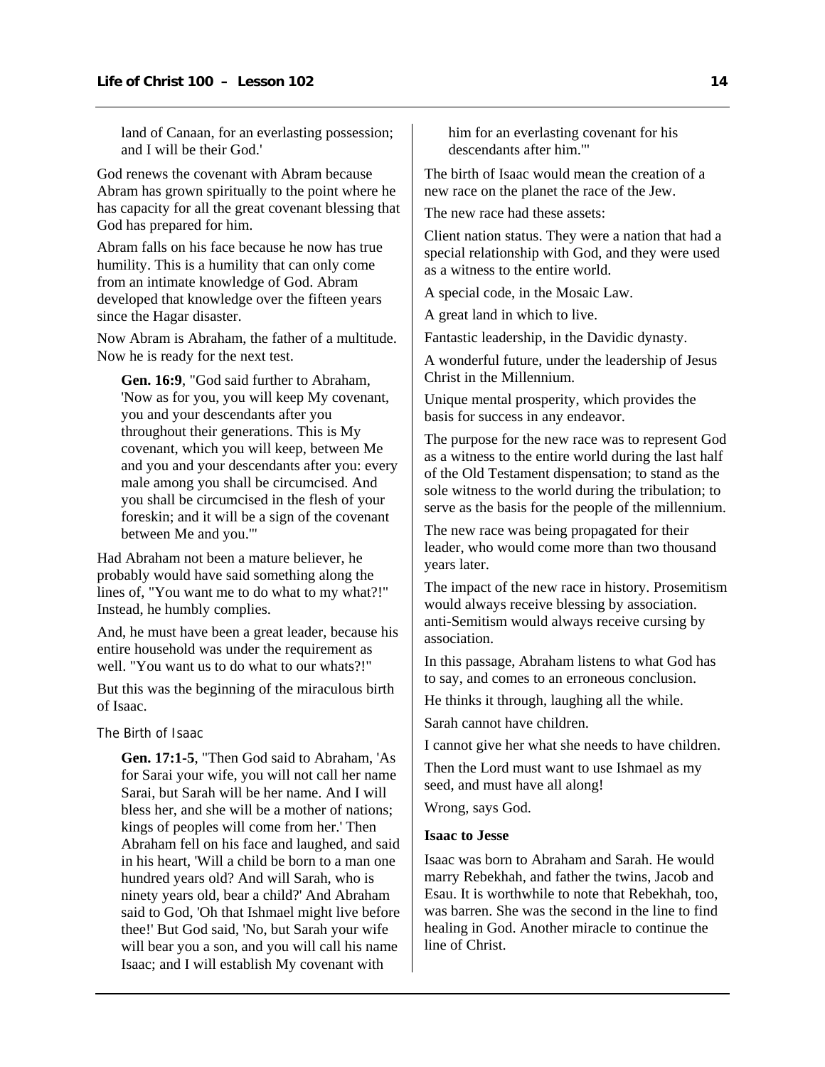> land of Canaan, for an everlasting possession; and I will be their God.'

God renews the covenant with Abram because Abram has grown spiritually to the point where he has capacity for all the great covenant blessing that God has prepared for him.

Abram falls on his face because he now has true humility. This is a humility that can only come from an intimate knowledge of God. Abram developed that knowledge over the fifteen years since the Hagar disaster.

Now Abram is Abraham, the father of a multitude. Now he is ready for the next test.

> **Gen. 16:9**, "God said further to Abraham, 'Now as for you, you will keep My covenant, you and your descendants after you throughout their generations. This is My covenant, which you will keep, between Me and you and your descendants after you: every male among you shall be circumcised. And you shall be circumcised in the flesh of your foreskin; and it will be a sign of the covenant between Me and you.'"

Had Abraham not been a mature believer, he probably would have said something along the lines of, "You want me to do what to my what?!" Instead, he humbly complies.

And, he must have been a great leader, because his entire household was under the requirement as well. "You want us to do what to our whats?!"

But this was the beginning of the miraculous birth of Isaac.

### The Birth of Isaac

> **Gen. 17:1-5**, "Then God said to Abraham, 'As for Sarai your wife, you will not call her name Sarai, but Sarah will be her name. And I will bless her, and she will be a mother of nations; kings of peoples will come from her.' Then Abraham fell on his face and laughed, and said in his heart, 'Will a child be born to a man one hundred years old? And will Sarah, who is ninety years old, bear a child?' And Abraham said to God, 'Oh that Ishmael might live before thee!' But God said, 'No, but Sarah your wife will bear you a son, and you will call his name Isaac; and I will establish My covenant with him for an everlasting covenant for his descendants after him.'"

The birth of Isaac would mean the creation of a new race on the planet the race of the Jew.

The new race had these assets:

Client nation status. They were a nation that had a special relationship with God, and they were used as a witness to the entire world.

A special code, in the Mosaic Law.

A great land in which to live.

Fantastic leadership, in the Davidic dynasty.

A wonderful future, under the leadership of Jesus Christ in the Millennium.

Unique mental prosperity, which provides the basis for success in any endeavor.

The purpose for the new race was to represent God as a witness to the entire world during the last half of the Old Testament dispensation; to stand as the sole witness to the world during the tribulation; to serve as the basis for the people of the millennium.

The new race was being propagated for their leader, who would come more than two thousand years later.

The impact of the new race in history. Prosemitism would always receive blessing by association. anti-Semitism would always receive cursing by association.

In this passage, Abraham listens to what God has to say, and comes to an erroneous conclusion.

He thinks it through, laughing all the while.

Sarah cannot have children.

I cannot give her what she needs to have children.

Then the Lord must want to use Ishmael as my seed, and must have all along!

Wrong, says God.

### Isaac to Jesse

Isaac was born to Abraham and Sarah. He would marry Rebekhah, and father the twins, Jacob and Esau. It is worthwhile to note that Rebekhah, too, was barren. She was the second in the line to find healing in God. Another miracle to continue the line of Christ.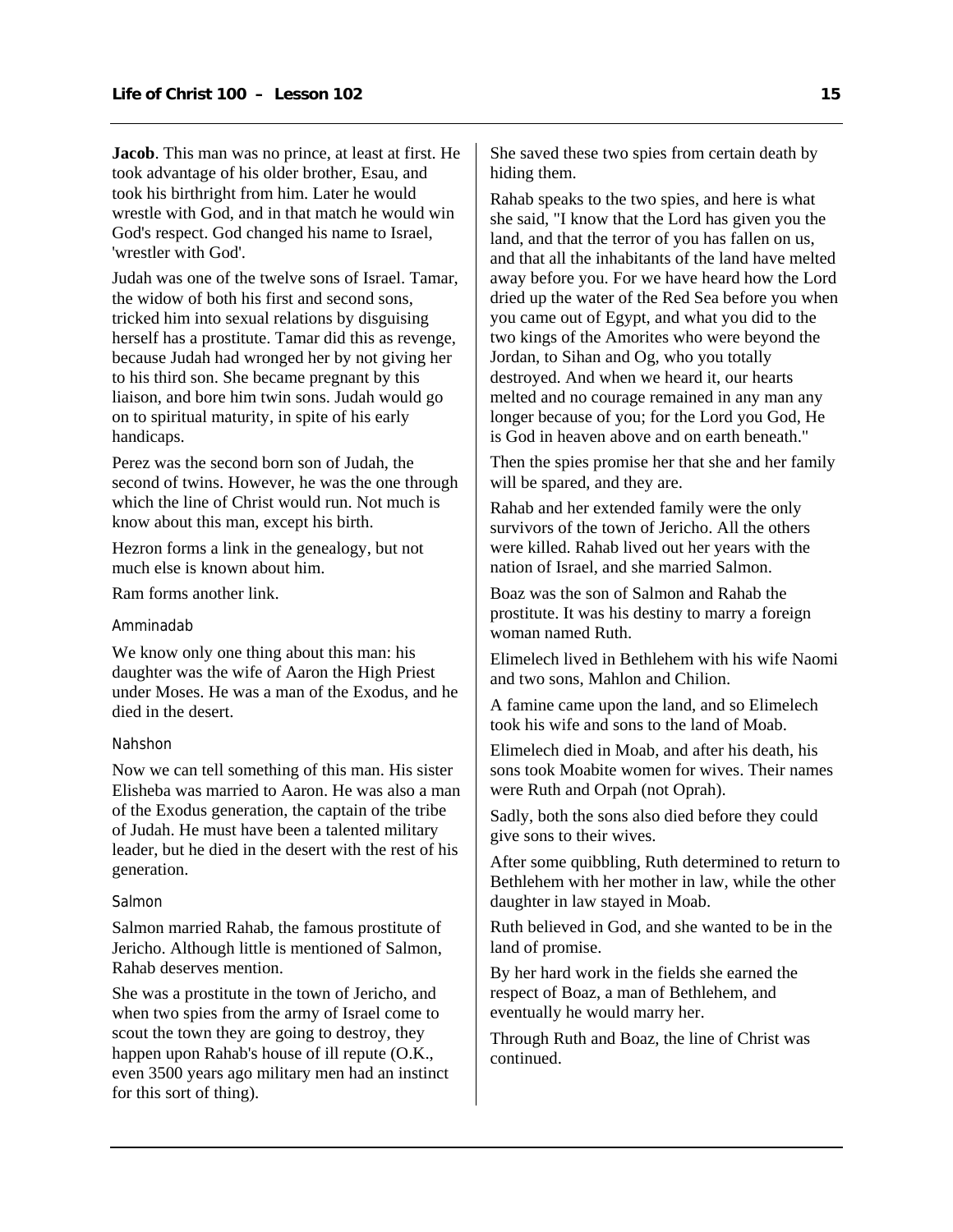**Jacob**. This man was no prince, at least at first. He took advantage of his older brother, Esau, and took his birthright from him. Later he would wrestle with God, and in that match he would win God's respect. God changed his name to Israel, 'wrestler with God'.

Judah was one of the twelve sons of Israel. Tamar, the widow of both his first and second sons, tricked him into sexual relations by disguising herself has a prostitute. Tamar did this as revenge, because Judah had wronged her by not giving her to his third son. She became pregnant by this liaison, and bore him twin sons. Judah would go on to spiritual maturity, in spite of his early handicaps.

Perez was the second born son of Judah, the second of twins. However, he was the one through which the line of Christ would run. Not much is know about this man, except his birth.

Hezron forms a link in the genealogy, but not much else is known about him.

Ram forms another link.

### Amminadab

We know only one thing about this man: his daughter was the wife of Aaron the High Priest under Moses. He was a man of the Exodus, and he died in the desert.

### Nahshon

Now we can tell something of this man. His sister Elisheba was married to Aaron. He was also a man of the Exodus generation, the captain of the tribe of Judah. He must have been a talented military leader, but he died in the desert with the rest of his generation.

### Salmon

Salmon married Rahab, the famous prostitute of Jericho. Although little is mentioned of Salmon, Rahab deserves mention.

She was a prostitute in the town of Jericho, and when two spies from the army of Israel come to scout the town they are going to destroy, they happen upon Rahab's house of ill repute (O.K., even 3500 years ago military men had an instinct for this sort of thing). She saved these two spies from certain death by hiding them.

Rahab speaks to the two spies, and here is what she said, "I know that the Lord has given you the land, and that the terror of you has fallen on us, and that all the inhabitants of the land have melted away before you. For we have heard how the Lord dried up the water of the Red Sea before you when you came out of Egypt, and what you did to the two kings of the Amorites who were beyond the Jordan, to Sihan and Og, who you totally destroyed. And when we heard it, our hearts melted and no courage remained in any man any longer because of you; for the Lord you God, He is God in heaven above and on earth beneath."

Then the spies promise her that she and her family will be spared, and they are.

Rahab and her extended family were the only survivors of the town of Jericho. All the others were killed. Rahab lived out her years with the nation of Israel, and she married Salmon.

Boaz was the son of Salmon and Rahab the prostitute. It was his destiny to marry a foreign woman named Ruth.

Elimelech lived in Bethlehem with his wife Naomi and two sons, Mahlon and Chilion.

A famine came upon the land, and so Elimelech took his wife and sons to the land of Moab.

Elimelech died in Moab, and after his death, his sons took Moabite women for wives. Their names were Ruth and Orpah (not Oprah).

Sadly, both the sons also died before they could give sons to their wives.

After some quibbling, Ruth determined to return to Bethlehem with her mother in law, while the other daughter in law stayed in Moab.

Ruth believed in God, and she wanted to be in the land of promise.

By her hard work in the fields she earned the respect of Boaz, a man of Bethlehem, and eventually he would marry her.

Through Ruth and Boaz, the line of Christ was continued.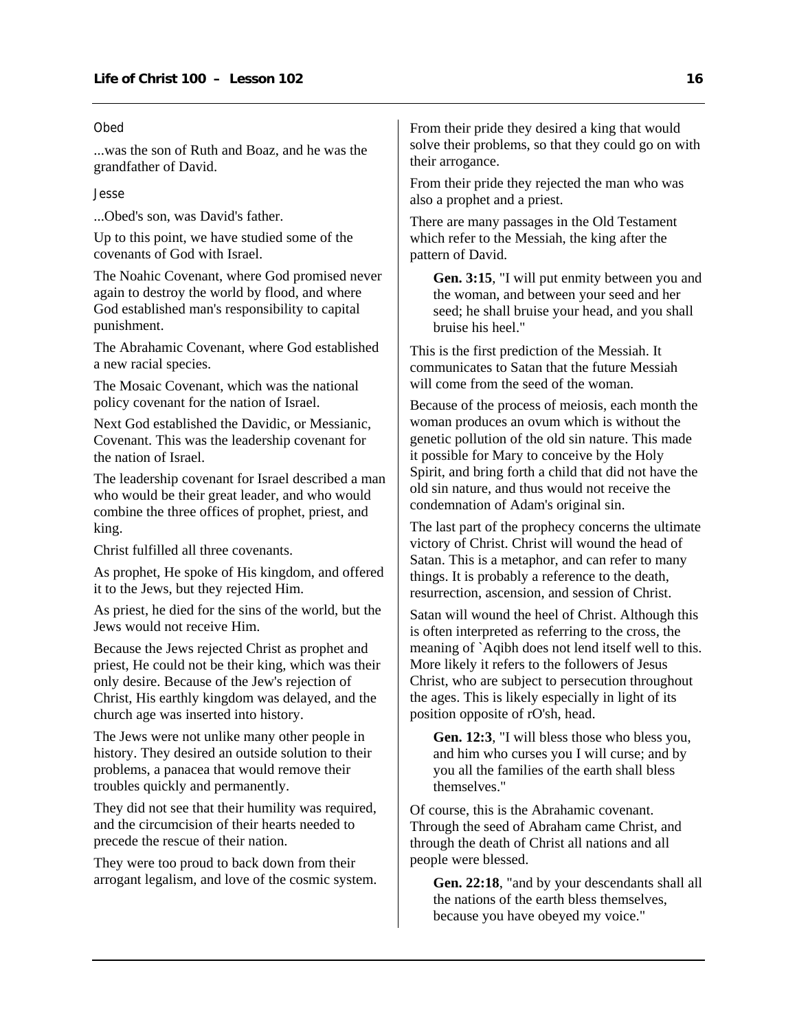Obed

...was the son of Ruth and Boaz, and he was the grandfather of David.

Jesse

...Obed's son, was David's father.

Up to this point, we have studied some of the covenants of God with Israel.

The Noahic Covenant, where God promised never again to destroy the world by flood, and where God established man's responsibility to capital punishment.

The Abrahamic Covenant, where God established a new racial species.

The Mosaic Covenant, which was the national policy covenant for the nation of Israel.

Next God established the Davidic, or Messianic, Covenant. This was the leadership covenant for the nation of Israel.

The leadership covenant for Israel described a man who would be their great leader, and who would combine the three offices of prophet, priest, and king.

Christ fulfilled all three covenants.

As prophet, He spoke of His kingdom, and offered it to the Jews, but they rejected Him.

As priest, he died for the sins of the world, but the Jews would not receive Him.

Because the Jews rejected Christ as prophet and priest, He could not be their king, which was their only desire. Because of the Jew's rejection of Christ, His earthly kingdom was delayed, and the church age was inserted into history.

The Jews were not unlike many other people in history. They desired an outside solution to their problems, a panacea that would remove their troubles quickly and permanently.

They did not see that their humility was required, and the circumcision of their hearts needed to precede the rescue of their nation.

They were too proud to back down from their arrogant legalism, and love of the cosmic system.

From their pride they desired a king that would solve their problems, so that they could go on with their arrogance.

From their pride they rejected the man who was also a prophet and a priest.

There are many passages in the Old Testament which refer to the Messiah, the king after the pattern of David.

> **Gen. 3:15**, "I will put enmity between you and the woman, and between your seed and her seed; he shall bruise your head, and you shall bruise his heel."

This is the first prediction of the Messiah. It communicates to Satan that the future Messiah will come from the seed of the woman.

Because of the process of meiosis, each month the woman produces an ovum which is without the genetic pollution of the old sin nature. This made it possible for Mary to conceive by the Holy Spirit, and bring forth a child that did not have the old sin nature, and thus would not receive the condemnation of Adam's original sin.

The last part of the prophecy concerns the ultimate victory of Christ. Christ will wound the head of Satan. This is a metaphor, and can refer to many things. It is probably a reference to the death, resurrection, ascension, and session of Christ.

Satan will wound the heel of Christ. Although this is often interpreted as referring to the cross, the meaning of `Aqibh does not lend itself well to this. More likely it refers to the followers of Jesus Christ, who are subject to persecution throughout the ages. This is likely especially in light of its position opposite of rO'sh, head.

> **Gen. 12:3**, "I will bless those who bless you, and him who curses you I will curse; and by you all the families of the earth shall bless themselves."

Of course, this is the Abrahamic covenant. Through the seed of Abraham came Christ, and through the death of Christ all nations and all people were blessed.

> **Gen. 22:18**, "and by your descendants shall all the nations of the earth bless themselves, because you have obeyed my voice."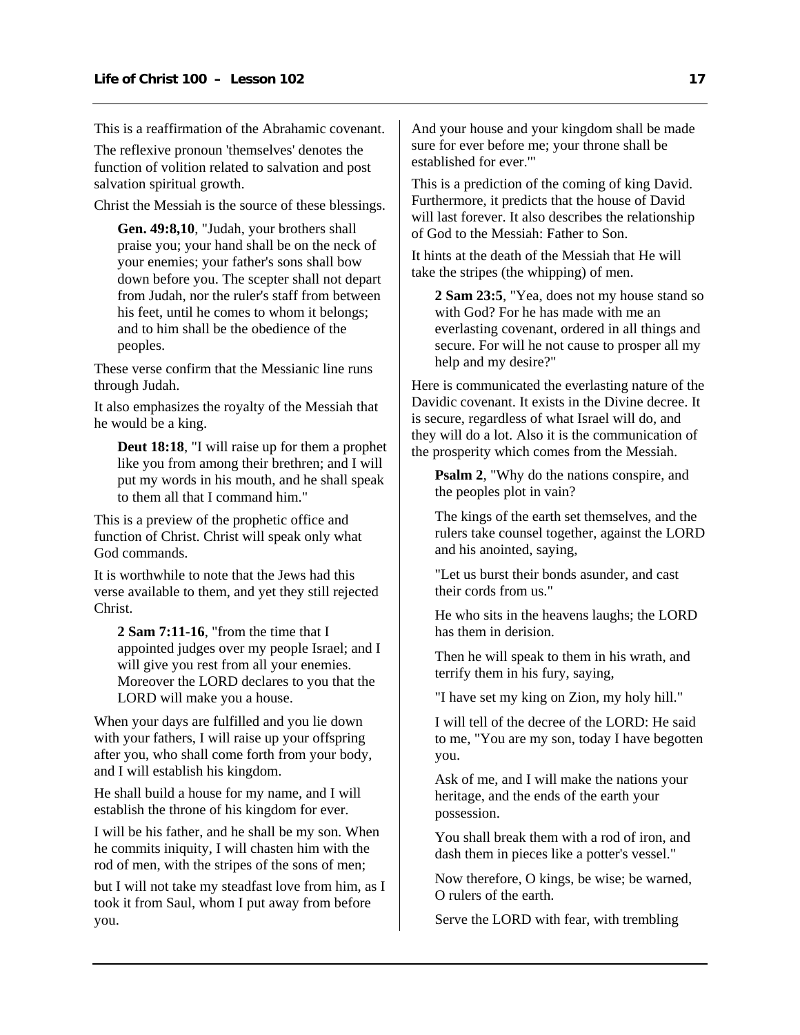This is a reaffirmation of the Abrahamic covenant.

The reflexive pronoun 'themselves' denotes the function of volition related to salvation and post salvation spiritual growth.

Christ the Messiah is the source of these blessings.

> **Gen. 49:8,10**, "Judah, your brothers shall praise you; your hand shall be on the neck of your enemies; your father's sons shall bow down before you. The scepter shall not depart from Judah, nor the ruler's staff from between his feet, until he comes to whom it belongs; and to him shall be the obedience of the peoples.

These verse confirm that the Messianic line runs through Judah.

It also emphasizes the royalty of the Messiah that he would be a king.

> **Deut 18:18**, "I will raise up for them a prophet like you from among their brethren; and I will put my words in his mouth, and he shall speak to them all that I command him."

This is a preview of the prophetic office and function of Christ. Christ will speak only what God commands.

It is worthwhile to note that the Jews had this verse available to them, and yet they still rejected Christ.

> **2 Sam 7:11-16**, "from the time that I appointed judges over my people Israel; and I will give you rest from all your enemies. Moreover the LORD declares to you that the LORD will make you a house.

When your days are fulfilled and you lie down with your fathers, I will raise up your offspring after you, who shall come forth from your body, and I will establish his kingdom.

He shall build a house for my name, and I will establish the throne of his kingdom for ever.

I will be his father, and he shall be my son. When he commits iniquity, I will chasten him with the rod of men, with the stripes of the sons of men;

but I will not take my steadfast love from him, as I took it from Saul, whom I put away from before you.

And your house and your kingdom shall be made sure for ever before me; your throne shall be established for ever.'"

This is a prediction of the coming of king David. Furthermore, it predicts that the house of David will last forever. It also describes the relationship of God to the Messiah: Father to Son.

It hints at the death of the Messiah that He will take the stripes (the whipping) of men.

> **2 Sam 23:5**, "Yea, does not my house stand so with God? For he has made with me an everlasting covenant, ordered in all things and secure. For will he not cause to prosper all my help and my desire?"

Here is communicated the everlasting nature of the Davidic covenant. It exists in the Divine decree. It is secure, regardless of what Israel will do, and they will do a lot. Also it is the communication of the prosperity which comes from the Messiah.

> **Psalm 2**, "Why do the nations conspire, and the peoples plot in vain?
>
> The kings of the earth set themselves, and the rulers take counsel together, against the LORD and his anointed, saying,
>
> "Let us burst their bonds asunder, and cast their cords from us."
>
> He who sits in the heavens laughs; the LORD has them in derision.
>
> Then he will speak to them in his wrath, and terrify them in his fury, saying,
>
> "I have set my king on Zion, my holy hill."
>
> I will tell of the decree of the LORD: He said to me, "You are my son, today I have begotten you.
>
> Ask of me, and I will make the nations your heritage, and the ends of the earth your possession.
>
> You shall break them with a rod of iron, and dash them in pieces like a potter's vessel."
>
> Now therefore, O kings, be wise; be warned, O rulers of the earth.
>
> Serve the LORD with fear, with trembling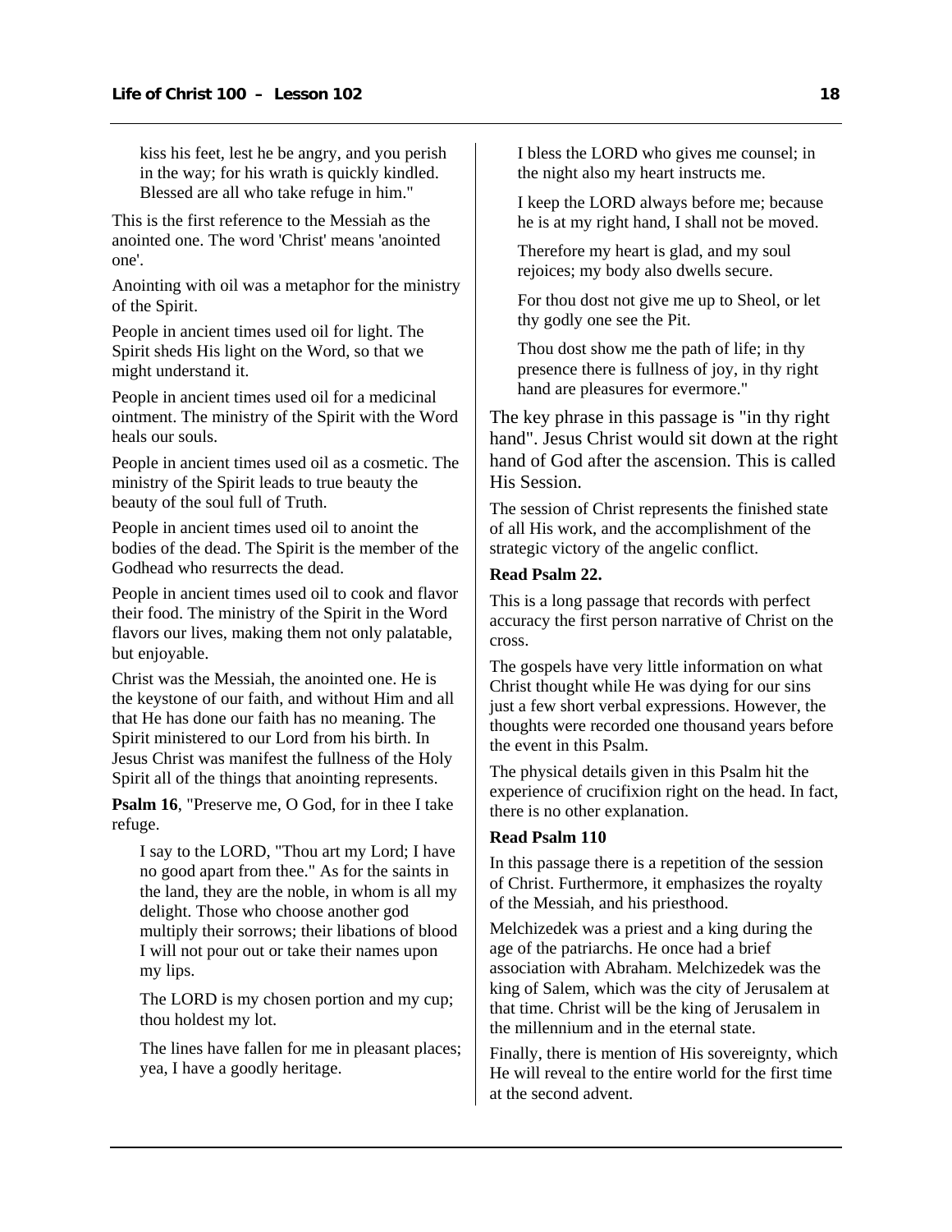kiss his feet, lest he be angry, and you perish in the way; for his wrath is quickly kindled. Blessed are all who take refuge in him."

This is the first reference to the Messiah as the anointed one. The word 'Christ' means 'anointed one'.

Anointing with oil was a metaphor for the ministry of the Spirit.

People in ancient times used oil for light. The Spirit sheds His light on the Word, so that we might understand it.

People in ancient times used oil for a medicinal ointment. The ministry of the Spirit with the Word heals our souls.

People in ancient times used oil as a cosmetic. The ministry of the Spirit leads to true beauty the beauty of the soul full of Truth.

People in ancient times used oil to anoint the bodies of the dead. The Spirit is the member of the Godhead who resurrects the dead.

People in ancient times used oil to cook and flavor their food. The ministry of the Spirit in the Word flavors our lives, making them not only palatable, but enjoyable.

Christ was the Messiah, the anointed one. He is the keystone of our faith, and without Him and all that He has done our faith has no meaning. The Spirit ministered to our Lord from his birth. In Jesus Christ was manifest the fullness of the Holy Spirit all of the things that anointing represents.

**Psalm 16**, "Preserve me, O God, for in thee I take refuge.

> I say to the LORD, "Thou art my Lord; I have no good apart from thee." As for the saints in the land, they are the noble, in whom is all my delight. Those who choose another god multiply their sorrows; their libations of blood I will not pour out or take their names upon my lips.
>
> The LORD is my chosen portion and my cup; thou holdest my lot.
>
> The lines have fallen for me in pleasant places; yea, I have a goodly heritage.
>
> I bless the LORD who gives me counsel; in the night also my heart instructs me.
>
> I keep the LORD always before me; because he is at my right hand, I shall not be moved.
>
> Therefore my heart is glad, and my soul rejoices; my body also dwells secure.
>
> For thou dost not give me up to Sheol, or let thy godly one see the Pit.
>
> Thou dost show me the path of life; in thy presence there is fullness of joy, in thy right hand are pleasures for evermore."

The key phrase in this passage is "in thy right hand". Jesus Christ would sit down at the right hand of God after the ascension. This is called His Session.

The session of Christ represents the finished state of all His work, and the accomplishment of the strategic victory of the angelic conflict.

**Read Psalm 22.**

This is a long passage that records with perfect accuracy the first person narrative of Christ on the cross.

The gospels have very little information on what Christ thought while He was dying for our sins just a few short verbal expressions. However, the thoughts were recorded one thousand years before the event in this Psalm.

The physical details given in this Psalm hit the experience of crucifixion right on the head. In fact, there is no other explanation.

**Read Psalm 110**

In this passage there is a repetition of the session of Christ. Furthermore, it emphasizes the royalty of the Messiah, and his priesthood.

Melchizedek was a priest and a king during the age of the patriarchs. He once had a brief association with Abraham. Melchizedek was the king of Salem, which was the city of Jerusalem at that time. Christ will be the king of Jerusalem in the millennium and in the eternal state.

Finally, there is mention of His sovereignty, which He will reveal to the entire world for the first time at the second advent.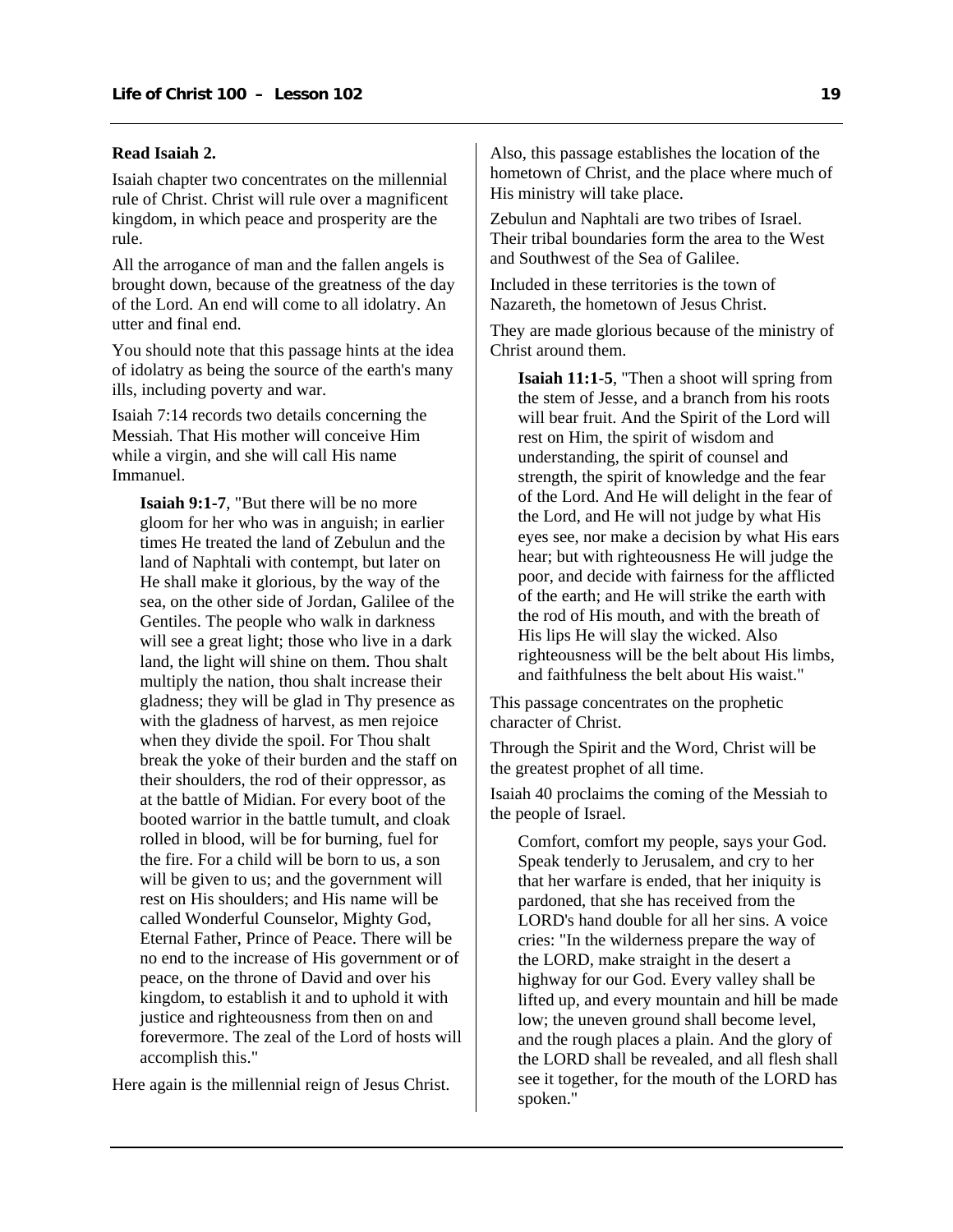**Read Isaiah 2.**

Isaiah chapter two concentrates on the millennial rule of Christ. Christ will rule over a magnificent kingdom, in which peace and prosperity are the rule.

All the arrogance of man and the fallen angels is brought down, because of the greatness of the day of the Lord. An end will come to all idolatry. An utter and final end.

You should note that this passage hints at the idea of idolatry as being the source of the earth's many ills, including poverty and war.

Isaiah 7:14 records two details concerning the Messiah. That His mother will conceive Him while a virgin, and she will call His name Immanuel.

> **Isaiah 9:1-7**, "But there will be no more gloom for her who was in anguish; in earlier times He treated the land of Zebulun and the land of Naphtali with contempt, but later on He shall make it glorious, by the way of the sea, on the other side of Jordan, Galilee of the Gentiles. The people who walk in darkness will see a great light; those who live in a dark land, the light will shine on them. Thou shalt multiply the nation, thou shalt increase their gladness; they will be glad in Thy presence as with the gladness of harvest, as men rejoice when they divide the spoil. For Thou shalt break the yoke of their burden and the staff on their shoulders, the rod of their oppressor, as at the battle of Midian. For every boot of the booted warrior in the battle tumult, and cloak rolled in blood, will be for burning, fuel for the fire. For a child will be born to us, a son will be given to us; and the government will rest on His shoulders; and His name will be called Wonderful Counselor, Mighty God, Eternal Father, Prince of Peace. There will be no end to the increase of His government or of peace, on the throne of David and over his kingdom, to establish it and to uphold it with justice and righteousness from then on and forevermore. The zeal of the Lord of hosts will accomplish this."

Here again is the millennial reign of Jesus Christ.

Also, this passage establishes the location of the hometown of Christ, and the place where much of His ministry will take place.

Zebulun and Naphtali are two tribes of Israel. Their tribal boundaries form the area to the West and Southwest of the Sea of Galilee.

Included in these territories is the town of Nazareth, the hometown of Jesus Christ.

They are made glorious because of the ministry of Christ around them.

> **Isaiah 11:1-5**, "Then a shoot will spring from the stem of Jesse, and a branch from his roots will bear fruit. And the Spirit of the Lord will rest on Him, the spirit of wisdom and understanding, the spirit of counsel and strength, the spirit of knowledge and the fear of the Lord. And He will delight in the fear of the Lord, and He will not judge by what His eyes see, nor make a decision by what His ears hear; but with righteousness He will judge the poor, and decide with fairness for the afflicted of the earth; and He will strike the earth with the rod of His mouth, and with the breath of His lips He will slay the wicked. Also righteousness will be the belt about His limbs, and faithfulness the belt about His waist."

This passage concentrates on the prophetic character of Christ.

Through the Spirit and the Word, Christ will be the greatest prophet of all time.

Isaiah 40 proclaims the coming of the Messiah to the people of Israel.

> Comfort, comfort my people, says your God. Speak tenderly to Jerusalem, and cry to her that her warfare is ended, that her iniquity is pardoned, that she has received from the LORD's hand double for all her sins. A voice cries: "In the wilderness prepare the way of the LORD, make straight in the desert a highway for our God. Every valley shall be lifted up, and every mountain and hill be made low; the uneven ground shall become level, and the rough places a plain. And the glory of the LORD shall be revealed, and all flesh shall see it together, for the mouth of the LORD has spoken."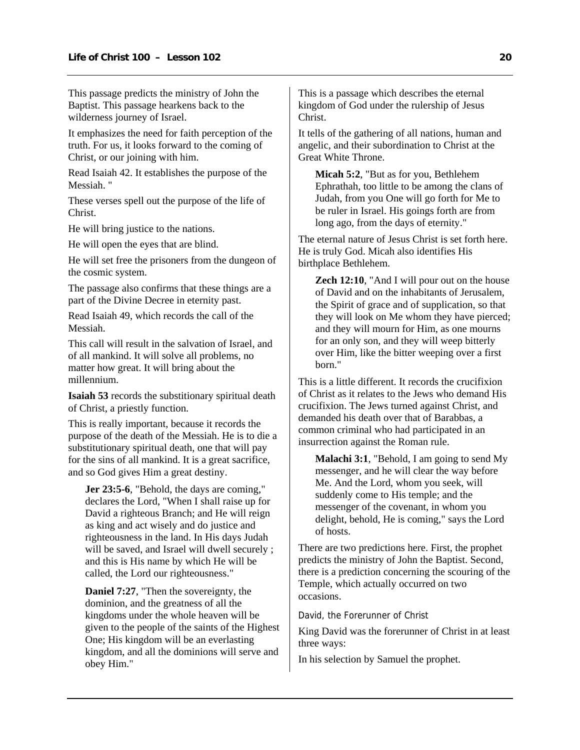This passage predicts the ministry of John the Baptist. This passage hearkens back to the wilderness journey of Israel.

It emphasizes the need for faith perception of the truth. For us, it looks forward to the coming of Christ, or our joining with him.

Read Isaiah 42. It establishes the purpose of the Messiah. "

These verses spell out the purpose of the life of Christ.

He will bring justice to the nations.

He will open the eyes that are blind.

He will set free the prisoners from the dungeon of the cosmic system.

The passage also confirms that these things are a part of the Divine Decree in eternity past.

Read Isaiah 49, which records the call of the Messiah.

This call will result in the salvation of Israel, and of all mankind. It will solve all problems, no matter how great. It will bring about the millennium.

**Isaiah 53** records the substitionary spiritual death of Christ, a priestly function.

This is really important, because it records the purpose of the death of the Messiah. He is to die a substitutionary spiritual death, one that will pay for the sins of all mankind. It is a great sacrifice, and so God gives Him a great destiny.

> **Jer 23:5-6**, "Behold, the days are coming," declares the Lord, "When I shall raise up for David a righteous Branch; and He will reign as king and act wisely and do justice and righteousness in the land. In His days Judah will be saved, and Israel will dwell securely ; and this is His name by which He will be called, the Lord our righteousness."

> **Daniel 7:27**, "Then the sovereignty, the dominion, and the greatness of all the kingdoms under the whole heaven will be given to the people of the saints of the Highest One; His kingdom will be an everlasting kingdom, and all the dominions will serve and obey Him."

This is a passage which describes the eternal kingdom of God under the rulership of Jesus Christ.

It tells of the gathering of all nations, human and angelic, and their subordination to Christ at the Great White Throne.

> **Micah 5:2**, "But as for you, Bethlehem Ephrathah, too little to be among the clans of Judah, from you One will go forth for Me to be ruler in Israel. His goings forth are from long ago, from the days of eternity."

The eternal nature of Jesus Christ is set forth here. He is truly God. Micah also identifies His birthplace Bethlehem.

> **Zech 12:10**, "And I will pour out on the house of David and on the inhabitants of Jerusalem, the Spirit of grace and of supplication, so that they will look on Me whom they have pierced; and they will mourn for Him, as one mourns for an only son, and they will weep bitterly over Him, like the bitter weeping over a first born."

This is a little different. It records the crucifixion of Christ as it relates to the Jews who demand His crucifixion. The Jews turned against Christ, and demanded his death over that of Barabbas, a common criminal who had participated in an insurrection against the Roman rule.

> **Malachi 3:1**, "Behold, I am going to send My messenger, and he will clear the way before Me. And the Lord, whom you seek, will suddenly come to His temple; and the messenger of the covenant, in whom you delight, behold, He is coming," says the Lord of hosts.

There are two predictions here. First, the prophet predicts the ministry of John the Baptist. Second, there is a prediction concerning the scouring of the Temple, which actually occurred on two occasions.

### David, the Forerunner of Christ

King David was the forerunner of Christ in at least three ways:

In his selection by Samuel the prophet.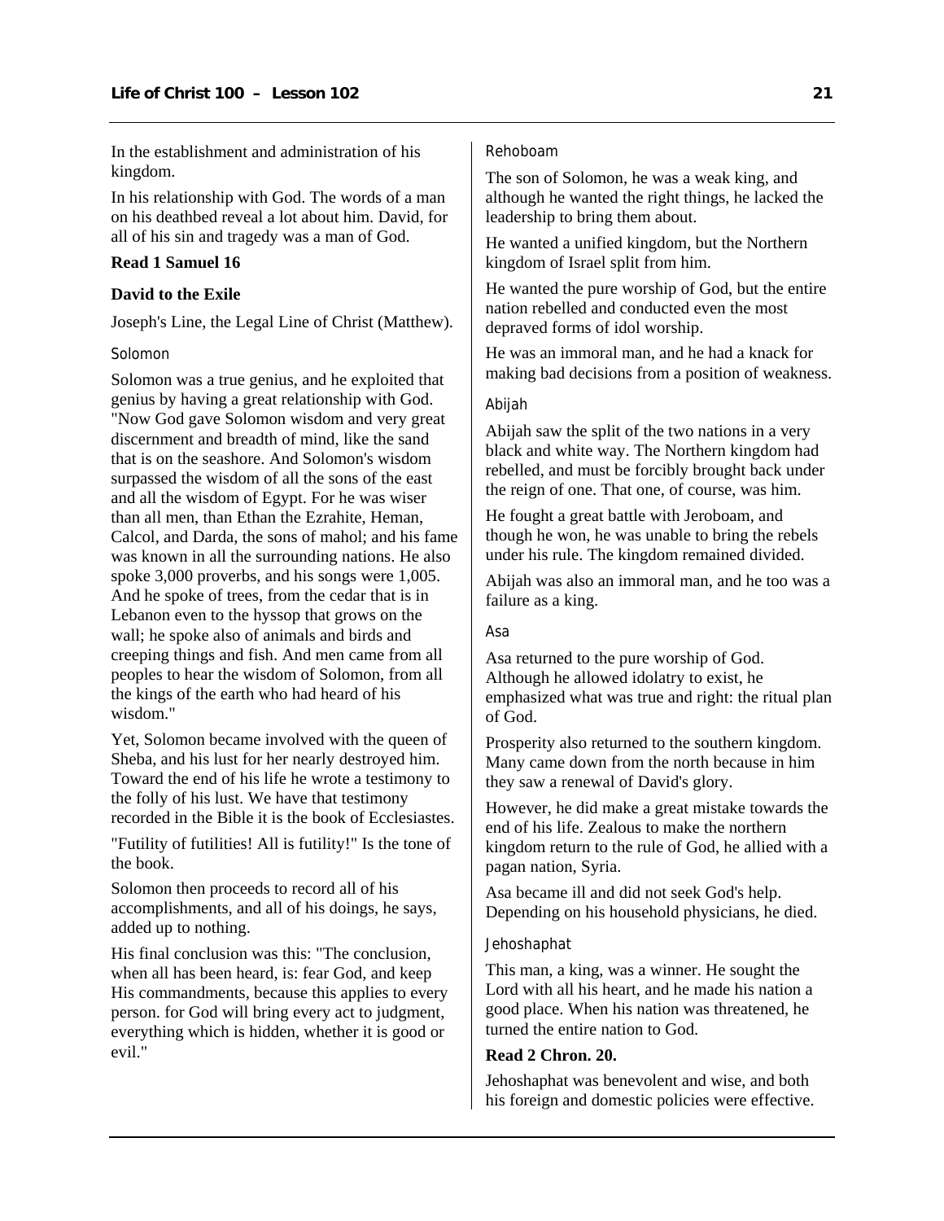In the establishment and administration of his kingdom.

In his relationship with God. The words of a man on his deathbed reveal a lot about him. David, for all of his sin and tragedy was a man of God.

**Read 1 Samuel 16**

**David to the Exile**

Joseph's Line, the Legal Line of Christ (Matthew).

#### Solomon

Solomon was a true genius, and he exploited that genius by having a great relationship with God. "Now God gave Solomon wisdom and very great discernment and breadth of mind, like the sand that is on the seashore. And Solomon's wisdom surpassed the wisdom of all the sons of the east and all the wisdom of Egypt. For he was wiser than all men, than Ethan the Ezrahite, Heman, Calcol, and Darda, the sons of mahol; and his fame was known in all the surrounding nations. He also spoke 3,000 proverbs, and his songs were 1,005. And he spoke of trees, from the cedar that is in Lebanon even to the hyssop that grows on the wall; he spoke also of animals and birds and creeping things and fish. And men came from all peoples to hear the wisdom of Solomon, from all the kings of the earth who had heard of his wisdom."

Yet, Solomon became involved with the queen of Sheba, and his lust for her nearly destroyed him. Toward the end of his life he wrote a testimony to the folly of his lust. We have that testimony recorded in the Bible it is the book of Ecclesiastes.

"Futility of futilities! All is futility!" Is the tone of the book.

Solomon then proceeds to record all of his accomplishments, and all of his doings, he says, added up to nothing.

His final conclusion was this: "The conclusion, when all has been heard, is: fear God, and keep His commandments, because this applies to every person. for God will bring every act to judgment, everything which is hidden, whether it is good or evil."

#### Rehoboam

The son of Solomon, he was a weak king, and although he wanted the right things, he lacked the leadership to bring them about.

He wanted a unified kingdom, but the Northern kingdom of Israel split from him.

He wanted the pure worship of God, but the entire nation rebelled and conducted even the most depraved forms of idol worship.

He was an immoral man, and he had a knack for making bad decisions from a position of weakness.

#### Abijah

Abijah saw the split of the two nations in a very black and white way. The Northern kingdom had rebelled, and must be forcibly brought back under the reign of one. That one, of course, was him.

He fought a great battle with Jeroboam, and though he won, he was unable to bring the rebels under his rule. The kingdom remained divided.

Abijah was also an immoral man, and he too was a failure as a king.

#### Asa

Asa returned to the pure worship of God. Although he allowed idolatry to exist, he emphasized what was true and right: the ritual plan of God.

Prosperity also returned to the southern kingdom. Many came down from the north because in him they saw a renewal of David's glory.

However, he did make a great mistake towards the end of his life. Zealous to make the northern kingdom return to the rule of God, he allied with a pagan nation, Syria.

Asa became ill and did not seek God's help. Depending on his household physicians, he died.

#### Jehoshaphat

This man, a king, was a winner. He sought the Lord with all his heart, and he made his nation a good place. When his nation was threatened, he turned the entire nation to God.

**Read 2 Chron. 20.**

Jehoshaphat was benevolent and wise, and both his foreign and domestic policies were effective.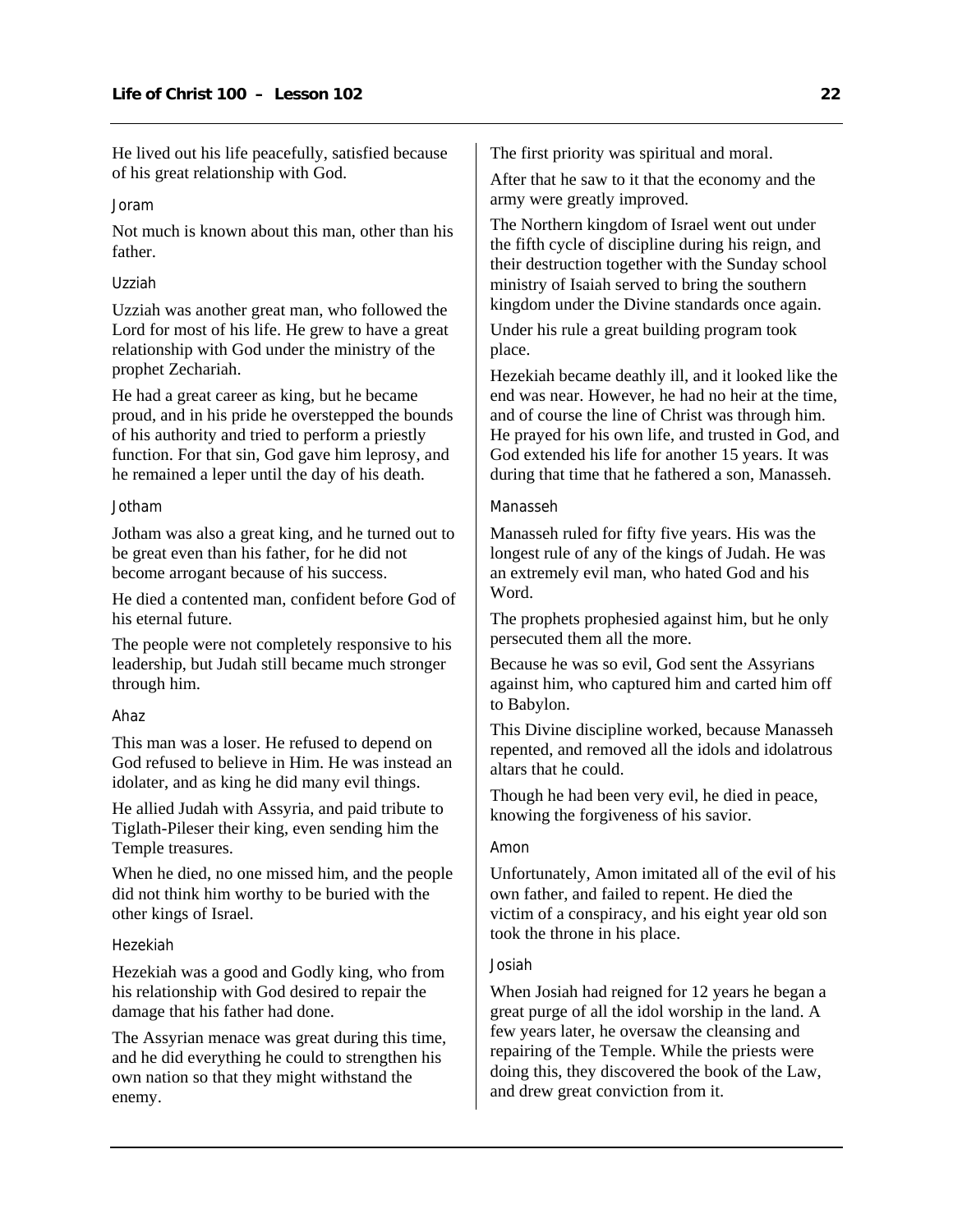He lived out his life peacefully, satisfied because of his great relationship with God.

### Joram

Not much is known about this man, other than his father.

### Uzziah

Uzziah was another great man, who followed the Lord for most of his life. He grew to have a great relationship with God under the ministry of the prophet Zechariah.

He had a great career as king, but he became proud, and in his pride he overstepped the bounds of his authority and tried to perform a priestly function. For that sin, God gave him leprosy, and he remained a leper until the day of his death.

### Jotham

Jotham was also a great king, and he turned out to be great even than his father, for he did not become arrogant because of his success.

He died a contented man, confident before God of his eternal future.

The people were not completely responsive to his leadership, but Judah still became much stronger through him.

### Ahaz

This man was a loser. He refused to depend on God refused to believe in Him. He was instead an idolater, and as king he did many evil things.

He allied Judah with Assyria, and paid tribute to Tiglath-Pileser their king, even sending him the Temple treasures.

When he died, no one missed him, and the people did not think him worthy to be buried with the other kings of Israel.

### Hezekiah

Hezekiah was a good and Godly king, who from his relationship with God desired to repair the damage that his father had done.

The Assyrian menace was great during this time, and he did everything he could to strengthen his own nation so that they might withstand the enemy.

The first priority was spiritual and moral.

After that he saw to it that the economy and the army were greatly improved.

The Northern kingdom of Israel went out under the fifth cycle of discipline during his reign, and their destruction together with the Sunday school ministry of Isaiah served to bring the southern kingdom under the Divine standards once again.

Under his rule a great building program took place.

Hezekiah became deathly ill, and it looked like the end was near. However, he had no heir at the time, and of course the line of Christ was through him. He prayed for his own life, and trusted in God, and God extended his life for another 15 years. It was during that time that he fathered a son, Manasseh.

### Manasseh

Manasseh ruled for fifty five years. His was the longest rule of any of the kings of Judah. He was an extremely evil man, who hated God and his Word.

The prophets prophesied against him, but he only persecuted them all the more.

Because he was so evil, God sent the Assyrians against him, who captured him and carted him off to Babylon.

This Divine discipline worked, because Manasseh repented, and removed all the idols and idolatrous altars that he could.

Though he had been very evil, he died in peace, knowing the forgiveness of his savior.

### Amon

Unfortunately, Amon imitated all of the evil of his own father, and failed to repent. He died the victim of a conspiracy, and his eight year old son took the throne in his place.

### Josiah

When Josiah had reigned for 12 years he began a great purge of all the idol worship in the land. A few years later, he oversaw the cleansing and repairing of the Temple. While the priests were doing this, they discovered the book of the Law, and drew great conviction from it.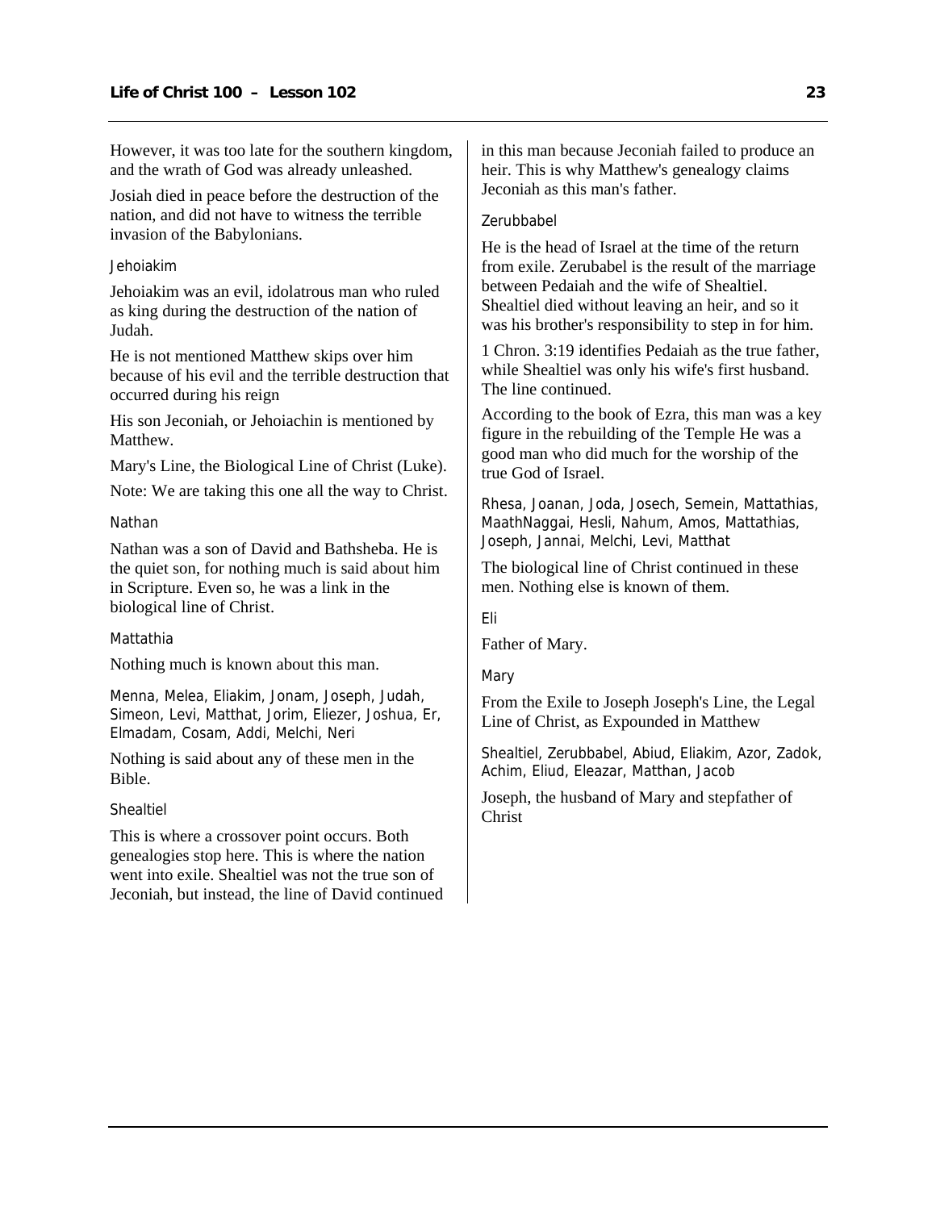However, it was too late for the southern kingdom, and the wrath of God was already unleashed.

Josiah died in peace before the destruction of the nation, and did not have to witness the terrible invasion of the Babylonians.

#### Jehoiakim

Jehoiakim was an evil, idolatrous man who ruled as king during the destruction of the nation of Judah.

He is not mentioned Matthew skips over him because of his evil and the terrible destruction that occurred during his reign

His son Jeconiah, or Jehoiachin is mentioned by Matthew.

Mary's Line, the Biological Line of Christ (Luke).

Note: We are taking this one all the way to Christ.

#### Nathan

Nathan was a son of David and Bathsheba. He is the quiet son, for nothing much is said about him in Scripture. Even so, he was a link in the biological line of Christ.

#### Mattathia

Nothing much is known about this man.

#### Menna, Melea, Eliakim, Jonam, Joseph, Judah, Simeon, Levi, Matthat, Jorim, Eliezer, Joshua, Er, Elmadam, Cosam, Addi, Melchi, Neri

Nothing is said about any of these men in the Bible.

#### Shealtiel

This is where a crossover point occurs. Both genealogies stop here. This is where the nation went into exile. Shealtiel was not the true son of Jeconiah, but instead, the line of David continued in this man because Jeconiah failed to produce an heir. This is why Matthew's genealogy claims Jeconiah as this man's father.

#### Zerubbabel

He is the head of Israel at the time of the return from exile. Zerubabel is the result of the marriage between Pedaiah and the wife of Shealtiel. Shealtiel died without leaving an heir, and so it was his brother's responsibility to step in for him.

1 Chron. 3:19 identifies Pedaiah as the true father, while Shealtiel was only his wife's first husband. The line continued.

According to the book of Ezra, this man was a key figure in the rebuilding of the Temple He was a good man who did much for the worship of the true God of Israel.

#### Rhesa, Joanan, Joda, Josech, Semein, Mattathias, MaathNaggai, Hesli, Nahum, Amos, Mattathias, Joseph, Jannai, Melchi, Levi, Matthat

The biological line of Christ continued in these men. Nothing else is known of them.

#### Eli

Father of Mary.

#### Mary

From the Exile to Joseph Joseph's Line, the Legal Line of Christ, as Expounded in Matthew

#### Shealtiel, Zerubbabel, Abiud, Eliakim, Azor, Zadok, Achim, Eliud, Eleazar, Matthan, Jacob

Joseph, the husband of Mary and stepfather of Christ